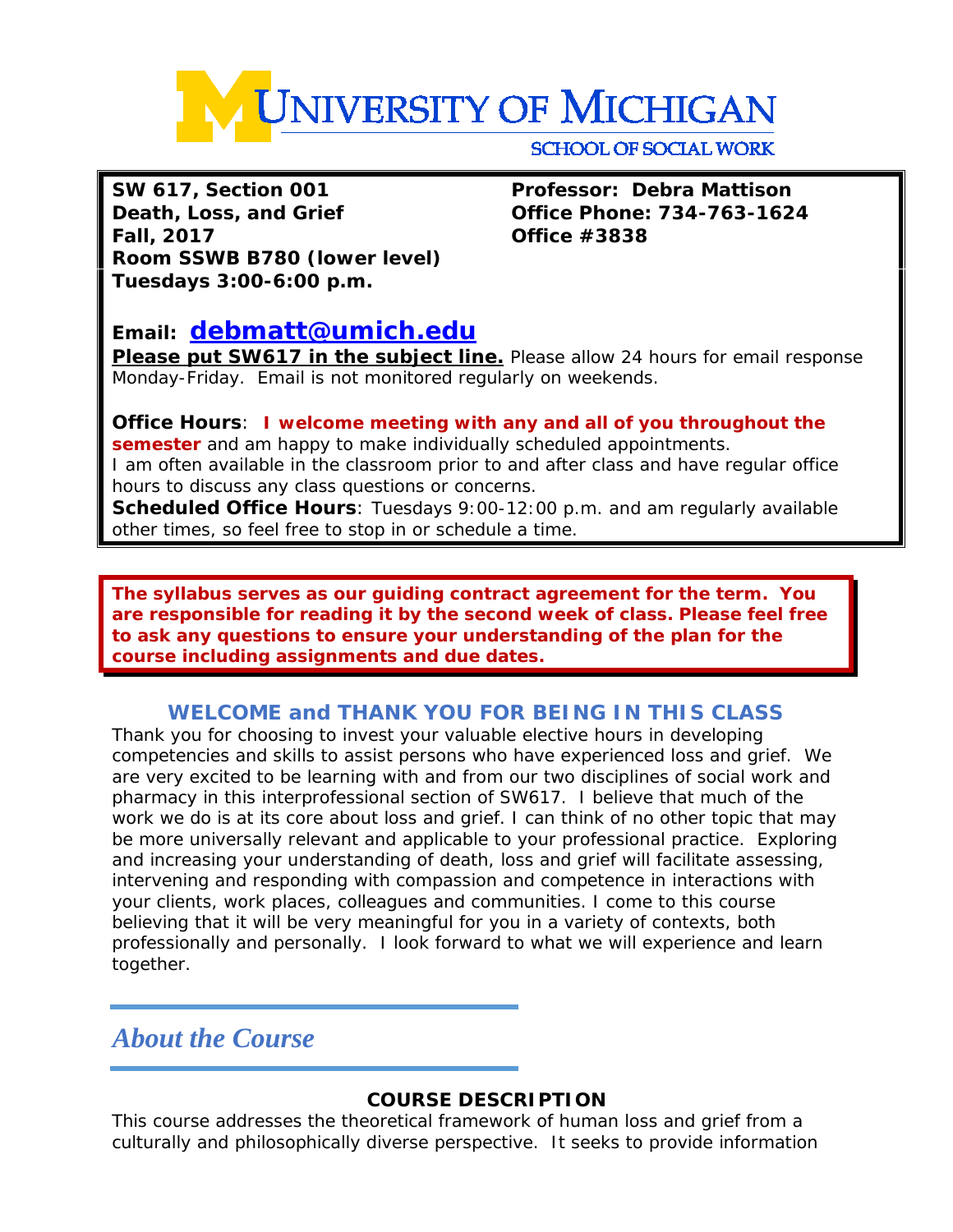# UNIVERSITY OF MICHIGAN

SCHOOL OF SOCIAL WORK

**SW 617, Section 001**
**Death, Loss, and Grief**
**Fall, 2017**
**Room SSWB B780 (lower level)**
**Tuesdays 3:00-6:00 p.m.**

**Professor: Debra Mattison**
**Office Phone: 734-763-1624**
**Office #3838**

**Email: debmatt@umich.edu**
**Please put SW617 in the subject line.** Please allow 24 hours for email response Monday-Friday. Email is not monitored regularly on weekends.

**Office Hours**: **I welcome meeting with any and all of you throughout the semester** and am happy to make individually scheduled appointments.
I am often available in the classroom prior to and after class and have regular office hours to discuss any class questions or concerns.
**Scheduled Office Hours**: Tuesdays 9:00-12:00 p.m. and am regularly available other times, so feel free to stop in or schedule a time.

**The syllabus serves as our guiding contract agreement for the term. You are responsible for reading it by the second week of class. Please feel free to ask any questions to ensure your understanding of the plan for the course including assignments and due dates.**

## WELCOME and THANK YOU FOR BEING IN THIS CLASS

Thank you for choosing to invest your valuable elective hours in developing competencies and skills to assist persons who have experienced loss and grief. We are very excited to be learning with and from our two disciplines of social work and pharmacy in this interprofessional section of SW617. I believe that much of the work we do is at its core about loss and grief. I can think of no other topic that may be more universally relevant and applicable to your professional practice. Exploring and increasing your understanding of death, loss and grief will facilitate assessing, intervening and responding with compassion and competence in interactions with your clients, work places, colleagues and communities. I come to this course believing that it will be very meaningful for you in a variety of contexts, both professionally and personally. I look forward to what we will experience and learn together.

## *About the Course*

### COURSE DESCRIPTION

This course addresses the theoretical framework of human loss and grief from a culturally and philosophically diverse perspective. It seeks to provide information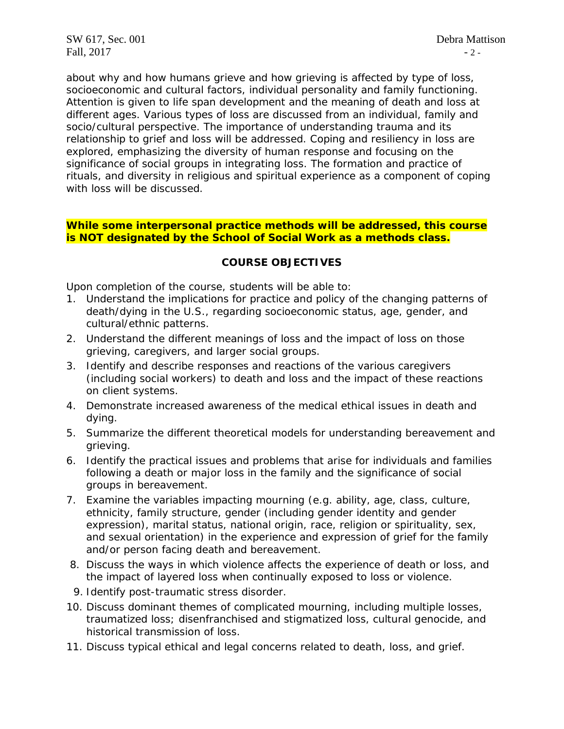about why and how humans grieve and how grieving is affected by type of loss, socioeconomic and cultural factors, individual personality and family functioning. Attention is given to life span development and the meaning of death and loss at different ages. Various types of loss are discussed from an individual, family and socio/cultural perspective. The importance of understanding trauma and its relationship to grief and loss will be addressed. Coping and resiliency in loss are explored, emphasizing the diversity of human response and focusing on the significance of social groups in integrating loss. The formation and practice of rituals, and diversity in religious and spiritual experience as a component of coping with loss will be discussed.

**While some interpersonal practice methods will be addressed, this course is NOT designated by the School of Social Work as a methods class.**

## COURSE OBJECTIVES

Upon completion of the course, students will be able to:

1. Understand the implications for practice and policy of the changing patterns of death/dying in the U.S., regarding socioeconomic status, age, gender, and cultural/ethnic patterns.
2. Understand the different meanings of loss and the impact of loss on those grieving, caregivers, and larger social groups.
3. Identify and describe responses and reactions of the various caregivers (including social workers) to death and loss and the impact of these reactions on client systems.
4. Demonstrate increased awareness of the medical ethical issues in death and dying.
5. Summarize the different theoretical models for understanding bereavement and grieving.
6. Identify the practical issues and problems that arise for individuals and families following a death or major loss in the family and the significance of social groups in bereavement.
7. Examine the variables impacting mourning (e.g. ability, age, class, culture, ethnicity, family structure, gender (including gender identity and gender expression), marital status, national origin, race, religion or spirituality, sex, and sexual orientation) in the experience and expression of grief for the family and/or person facing death and bereavement.
8. Discuss the ways in which violence affects the experience of death or loss, and the impact of layered loss when continually exposed to loss or violence.
9. Identify post-traumatic stress disorder.
10. Discuss dominant themes of complicated mourning, including multiple losses, traumatized loss; disenfranchised and stigmatized loss, cultural genocide, and historical transmission of loss.
11. Discuss typical ethical and legal concerns related to death, loss, and grief.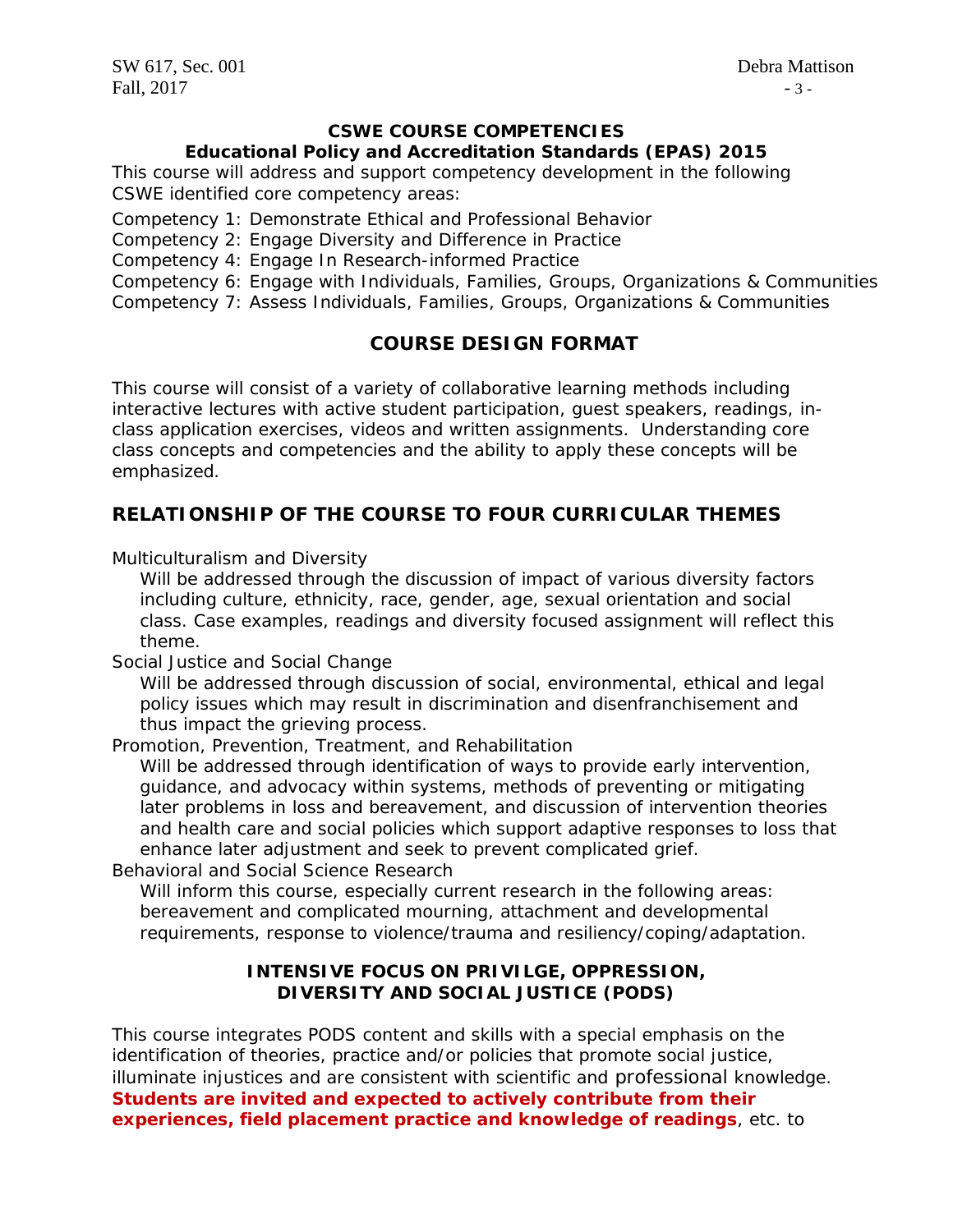## CSWE COURSE COMPETENCIES
### Educational Policy and Accreditation Standards (EPAS) 2015

This course will address and support competency development in the following CSWE identified core competency areas:

Competency 1: Demonstrate Ethical and Professional Behavior
Competency 2: Engage Diversity and Difference in Practice
Competency 4: Engage In Research-informed Practice
Competency 6: Engage with Individuals, Families, Groups, Organizations & Communities
Competency 7: Assess Individuals, Families, Groups, Organizations & Communities

## COURSE DESIGN FORMAT

This course will consist of a variety of collaborative learning methods including interactive lectures with active student participation, guest speakers, readings, in-class application exercises, videos and written assignments. Understanding core class concepts and competencies and the ability to apply these concepts will be emphasized.

## RELATIONSHIP OF THE COURSE TO FOUR CURRICULAR THEMES

Multiculturalism and Diversity

Will be addressed through the discussion of impact of various diversity factors including culture, ethnicity, race, gender, age, sexual orientation and social class. Case examples, readings and diversity focused assignment will reflect this theme.

Social Justice and Social Change

Will be addressed through discussion of social, environmental, ethical and legal policy issues which may result in discrimination and disenfranchisement and thus impact the grieving process.

Promotion, Prevention, Treatment, and Rehabilitation

Will be addressed through identification of ways to provide early intervention, guidance, and advocacy within systems, methods of preventing or mitigating later problems in loss and bereavement, and discussion of intervention theories and health care and social policies which support adaptive responses to loss that enhance later adjustment and seek to prevent complicated grief.

Behavioral and Social Science Research

Will inform this course, especially current research in the following areas: bereavement and complicated mourning, attachment and developmental requirements, response to violence/trauma and resiliency/coping/adaptation.

## INTENSIVE FOCUS ON PRIVILGE, OPPRESSION, DIVERSITY AND SOCIAL JUSTICE (PODS)

This course integrates PODS content and skills with a special emphasis on the identification of theories, practice and/or policies that promote social justice, illuminate injustices and are consistent with scientific and professional knowledge. **Students are invited and expected to actively contribute from their experiences, field placement practice and knowledge of readings**, etc. to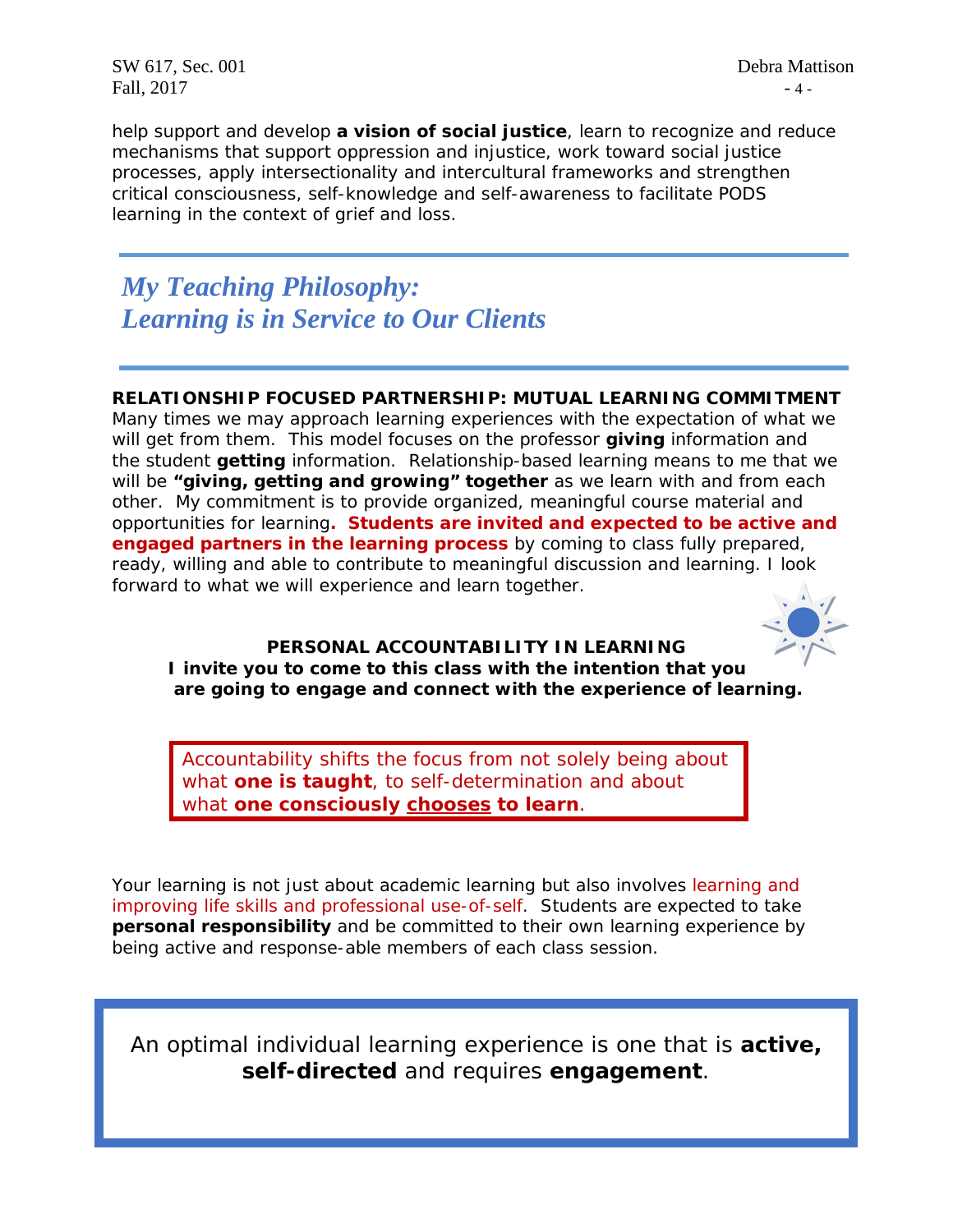help support and develop **a vision of social justice**, learn to recognize and reduce mechanisms that support oppression and injustice, work toward social justice processes, apply intersectionality and intercultural frameworks and strengthen critical consciousness, self-knowledge and self-awareness to facilitate PODS learning in the context of grief and loss.

## *My Teaching Philosophy: Learning is in Service to Our Clients*

**RELATIONSHIP FOCUSED PARTNERSHIP: MUTUAL LEARNING COMMITMENT**

Many times we may approach learning experiences with the expectation of what we will get from them. This model focuses on the professor **giving** information and the student **getting** information. Relationship-based learning means to me that we will be **"giving, getting and growing" together** as we learn with and from each other. My commitment is to provide organized, meaningful course material and opportunities for learning**. Students are invited and expected to be active and engaged partners in the learning process** by coming to class fully prepared, ready, willing and able to contribute to meaningful discussion and learning. I look forward to what we will experience and learn together.

**PERSONAL ACCOUNTABILITY IN LEARNING**
**I invite you to come to this class with the intention that you are going to engage and connect with the experience of learning.**

Accountability shifts the focus from not solely being about what **one is taught**, to self-determination and about what **one consciously chooses to learn**.

Your learning is not just about academic learning but also involves learning and improving life skills and professional use-of-self. Students are expected to take **personal responsibility** and be committed to their own learning experience by being active and response-able members of each class session.

An optimal individual learning experience is one that is **active, self-directed** and requires **engagement**.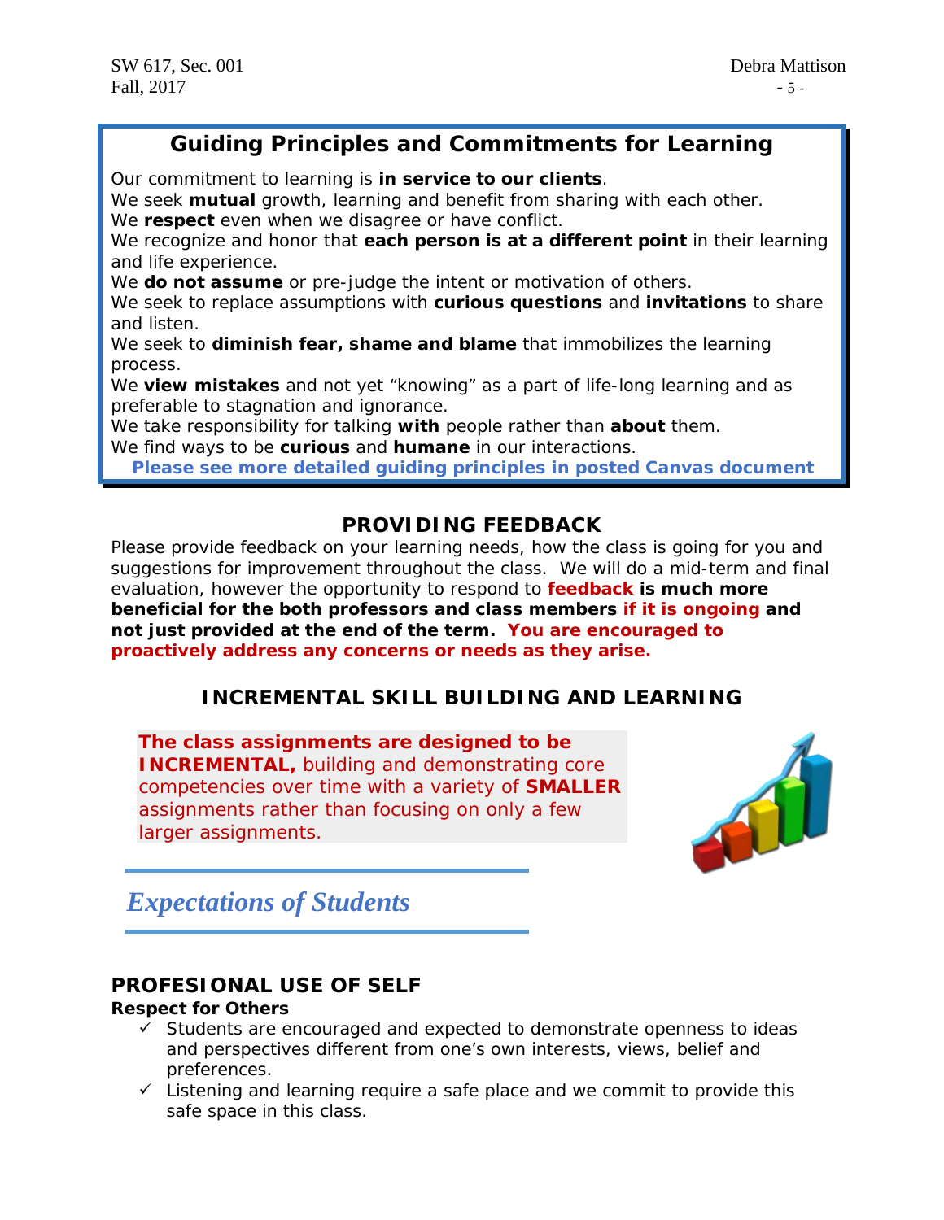## Guiding Principles and Commitments for Learning

Our commitment to learning is **in service to our clients**.
We seek **mutual** growth, learning and benefit from sharing with each other.
We **respect** even when we disagree or have conflict.
We recognize and honor that **each person is at a different point** in their learning and life experience.
We **do not assume** or pre-judge the intent or motivation of others.
We seek to replace assumptions with **curious questions** and **invitations** to share and listen.
We seek to **diminish fear, shame and blame** that immobilizes the learning process.
We **view mistakes** and not yet "knowing" as a part of life-long learning and as preferable to stagnation and ignorance.
We take responsibility for talking **with** people rather than **about** them.
We find ways to be **curious** and **humane** in our interactions.

**Please see more detailed guiding principles in posted Canvas document**

## PROVIDING FEEDBACK

Please provide feedback on your learning needs, how the class is going for you and suggestions for improvement throughout the class. We will do a mid-term and final evaluation, however the opportunity to respond to **feedback is much more beneficial for the both professors and class members if it is ongoing and not just provided at the end of the term. You are encouraged to proactively address any concerns or needs as they arise.**

## INCREMENTAL SKILL BUILDING AND LEARNING

**The class assignments are designed to be INCREMENTAL,** building and demonstrating core competencies over time with a variety of **SMALLER** assignments rather than focusing on only a few larger assignments.

# *Expectations of Students*

### PROFESIONAL USE OF SELF

**Respect for Others**

- ✓ Students are encouraged and expected to demonstrate openness to ideas and perspectives different from one's own interests, views, belief and preferences.
- ✓ Listening and learning require a safe place and we commit to provide this safe space in this class.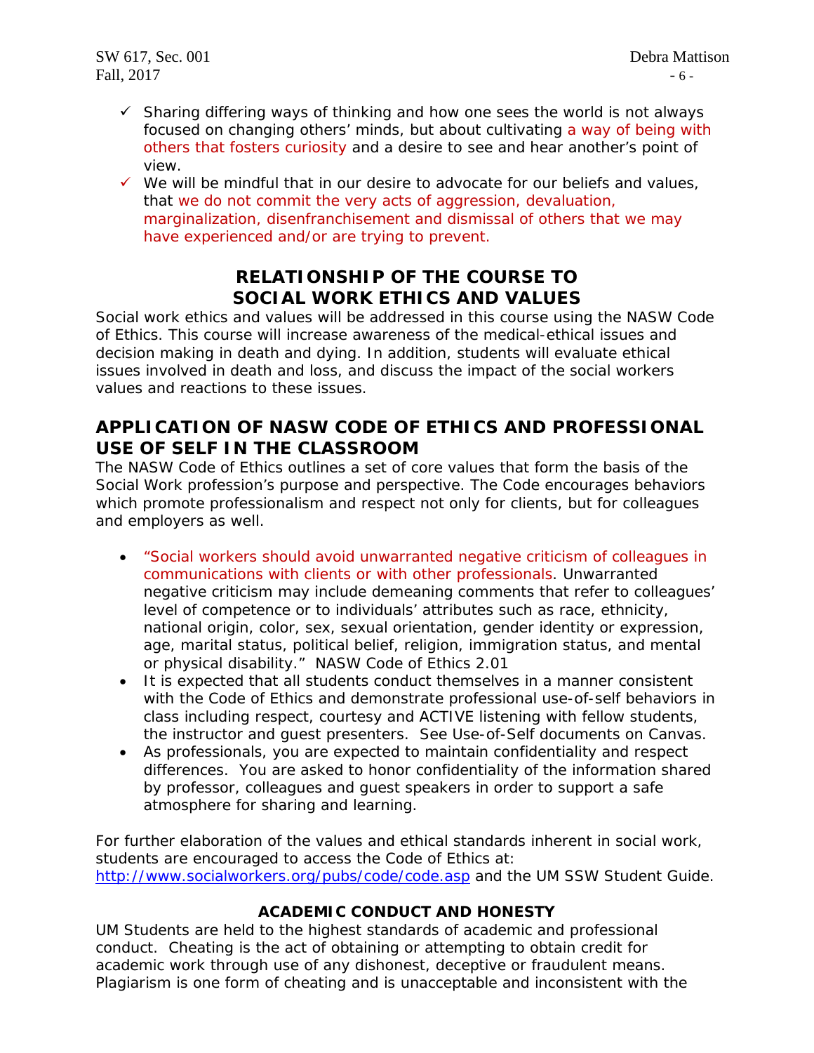- ✓ Sharing differing ways of thinking and how one sees the world is not always focused on changing others' minds, but about cultivating a way of being with others that fosters curiosity and a desire to see and hear another's point of view.
- ✓ We will be mindful that in our desire to advocate for our beliefs and values, that we do not commit the very acts of aggression, devaluation, marginalization, disenfranchisement and dismissal of others that we may have experienced and/or are trying to prevent.

## RELATIONSHIP OF THE COURSE TO SOCIAL WORK ETHICS AND VALUES

Social work ethics and values will be addressed in this course using the NASW Code of Ethics. This course will increase awareness of the medical-ethical issues and decision making in death and dying. In addition, students will evaluate ethical issues involved in death and loss, and discuss the impact of the social workers values and reactions to these issues.

## APPLICATION OF NASW CODE OF ETHICS AND PROFESSIONAL USE OF SELF IN THE CLASSROOM

The NASW Code of Ethics outlines a set of core values that form the basis of the Social Work profession's purpose and perspective. The Code encourages behaviors which promote professionalism and respect not only for clients, but for colleagues and employers as well.

- "Social workers should avoid unwarranted negative criticism of colleagues in communications with clients or with other professionals. Unwarranted negative criticism may include demeaning comments that refer to colleagues' level of competence or to individuals' attributes such as race, ethnicity, national origin, color, sex, sexual orientation, gender identity or expression, age, marital status, political belief, religion, immigration status, and mental or physical disability." NASW Code of Ethics 2.01
- It is expected that all students conduct themselves in a manner consistent with the Code of Ethics and demonstrate professional use-of-self behaviors in class including respect, courtesy and ACTIVE listening with fellow students, the instructor and guest presenters. See Use-of-Self documents on Canvas.
- As professionals, you are expected to maintain confidentiality and respect differences. You are asked to honor confidentiality of the information shared by professor, colleagues and guest speakers in order to support a safe atmosphere for sharing and learning.

For further elaboration of the values and ethical standards inherent in social work, students are encouraged to access the Code of Ethics at: http://www.socialworkers.org/pubs/code/code.asp and the UM SSW Student Guide.

### ACADEMIC CONDUCT AND HONESTY

UM Students are held to the highest standards of academic and professional conduct. Cheating is the act of obtaining or attempting to obtain credit for academic work through use of any dishonest, deceptive or fraudulent means. Plagiarism is one form of cheating and is unacceptable and inconsistent with the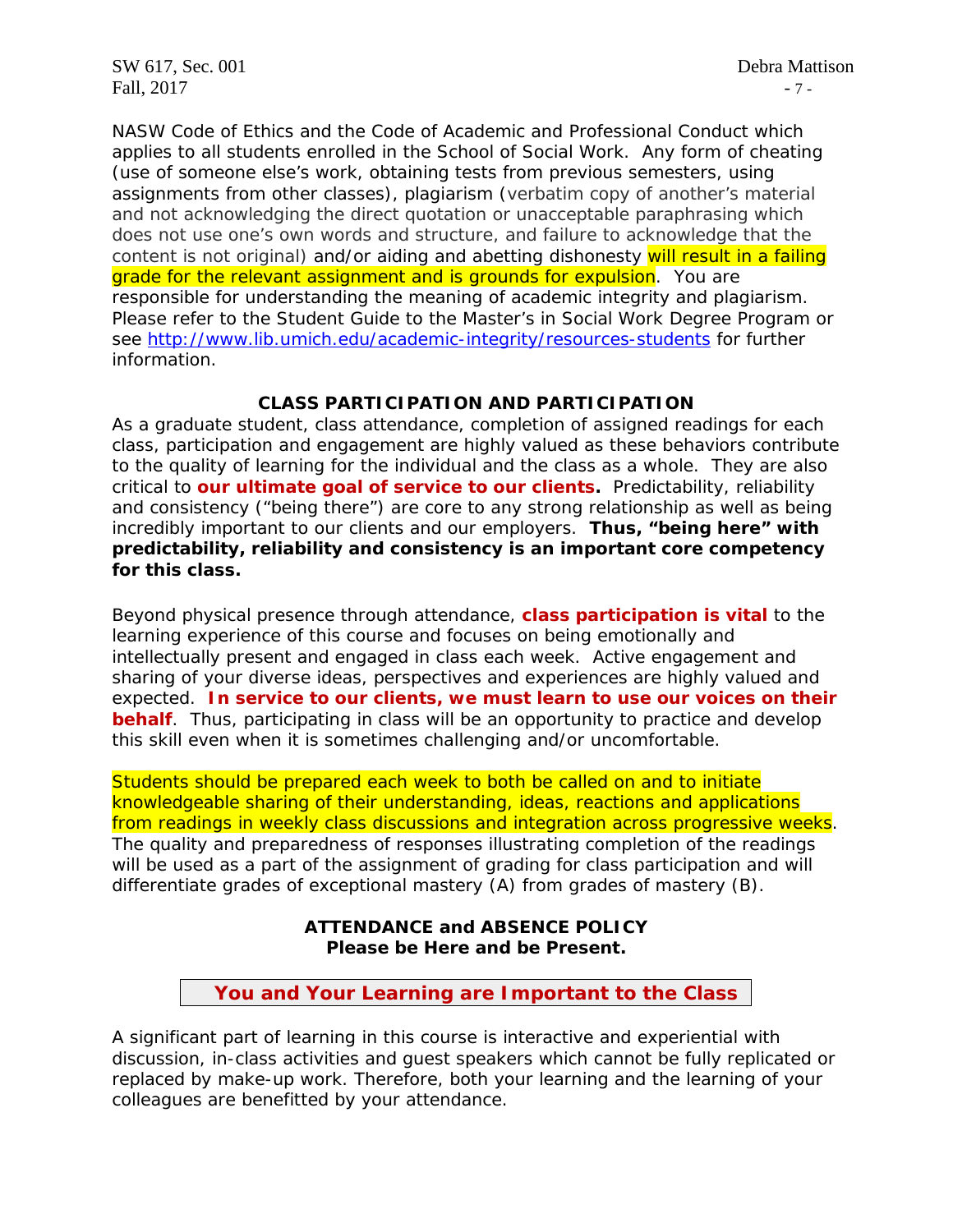NASW Code of Ethics and the Code of Academic and Professional Conduct which applies to all students enrolled in the School of Social Work. Any form of cheating (use of someone else's work, obtaining tests from previous semesters, using assignments from other classes), plagiarism (verbatim copy of another's material and not acknowledging the direct quotation or unacceptable paraphrasing which does not use one's own words and structure, and failure to acknowledge that the content is not original) and/or aiding and abetting dishonesty will result in a failing grade for the relevant assignment and is grounds for expulsion. You are responsible for understanding the meaning of academic integrity and plagiarism. Please refer to the Student Guide to the Master's in Social Work Degree Program or see http://www.lib.umich.edu/academic-integrity/resources-students for further information.

## CLASS PARTICIPATION AND PARTICIPATION

As a graduate student, class attendance, completion of assigned readings for each class, participation and engagement are highly valued as these behaviors contribute to the quality of learning for the individual and the class as a whole. They are also critical to **our ultimate goal of service to our clients.** Predictability, reliability and consistency ("being there") are core to any strong relationship as well as being incredibly important to our clients and our employers. **Thus, "being here" with predictability, reliability and consistency is an important core competency for this class.**

Beyond physical presence through attendance, **class participation is vital** to the learning experience of this course and focuses on being emotionally and intellectually present and engaged in class each week. Active engagement and sharing of your diverse ideas, perspectives and experiences are highly valued and expected. **In service to our clients, we must learn to use our voices on their behalf**. Thus, participating in class will be an opportunity to practice and develop this skill even when it is sometimes challenging and/or uncomfortable.

Students should be prepared each week to both be called on and to initiate knowledgeable sharing of their understanding, ideas, reactions and applications from readings in weekly class discussions and integration across progressive weeks. The quality and preparedness of responses illustrating completion of the readings will be used as a part of the assignment of grading for class participation and will differentiate grades of exceptional mastery (A) from grades of mastery (B).

## ATTENDANCE and ABSENCE POLICY
**Please be Here and be Present.**

**You and Your Learning are Important to the Class**

A significant part of learning in this course is interactive and experiential with discussion, in-class activities and guest speakers which cannot be fully replicated or replaced by make-up work. Therefore, both your learning and the learning of your colleagues are benefitted by your attendance.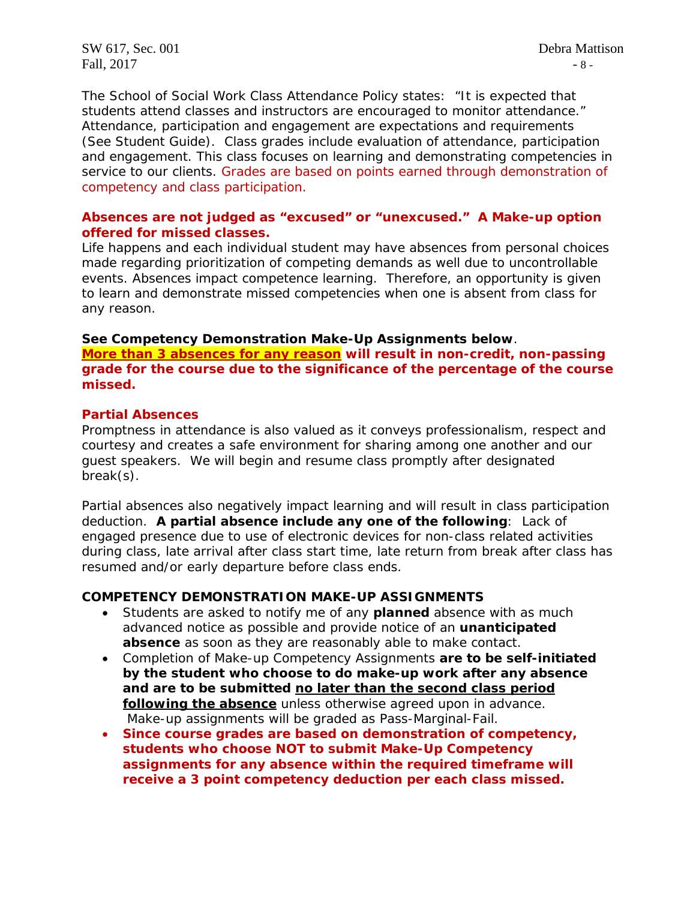The School of Social Work Class Attendance Policy states: "It is expected that students attend classes and instructors are encouraged to monitor attendance." Attendance, participation and engagement are expectations and requirements (See Student Guide). Class grades include evaluation of attendance, participation and engagement. This class focuses on learning and demonstrating competencies in service to our clients. Grades are based on points earned through demonstration of competency and class participation.

**Absences are not judged as "excused" or "unexcused." A Make-up option offered for missed classes.**

Life happens and each individual student may have absences from personal choices made regarding prioritization of competing demands as well due to uncontrollable events. Absences impact competence learning. Therefore, an opportunity is given to learn and demonstrate missed competencies when one is absent from class for any reason.

**See Competency Demonstration Make-Up Assignments below**.

**More than 3 absences for any reason will result in non-credit, non-passing grade for the course due to the significance of the percentage of the course missed.**

**Partial Absences**

Promptness in attendance is also valued as it conveys professionalism, respect and courtesy and creates a safe environment for sharing among one another and our guest speakers. We will begin and resume class promptly after designated break(s).

Partial absences also negatively impact learning and will result in class participation deduction. **A partial absence include any one of the following**: Lack of engaged presence due to use of electronic devices for non-class related activities during class, late arrival after class start time, late return from break after class has resumed and/or early departure before class ends.

**COMPETENCY DEMONSTRATION MAKE-UP ASSIGNMENTS**

- Students are asked to notify me of any **planned** absence with as much advanced notice as possible and provide notice of an **unanticipated absence** as soon as they are reasonably able to make contact.
- Completion of Make-up Competency Assignments **are to be self-initiated by the student who choose to do make-up work after any absence and are to be submitted no later than the second class period following the absence** unless otherwise agreed upon in advance. Make-up assignments will be graded as Pass-Marginal-Fail.
- **Since course grades are based on demonstration of competency, students who choose NOT to submit Make-Up Competency assignments for any absence within the required timeframe will receive a 3 point competency deduction per each class missed.**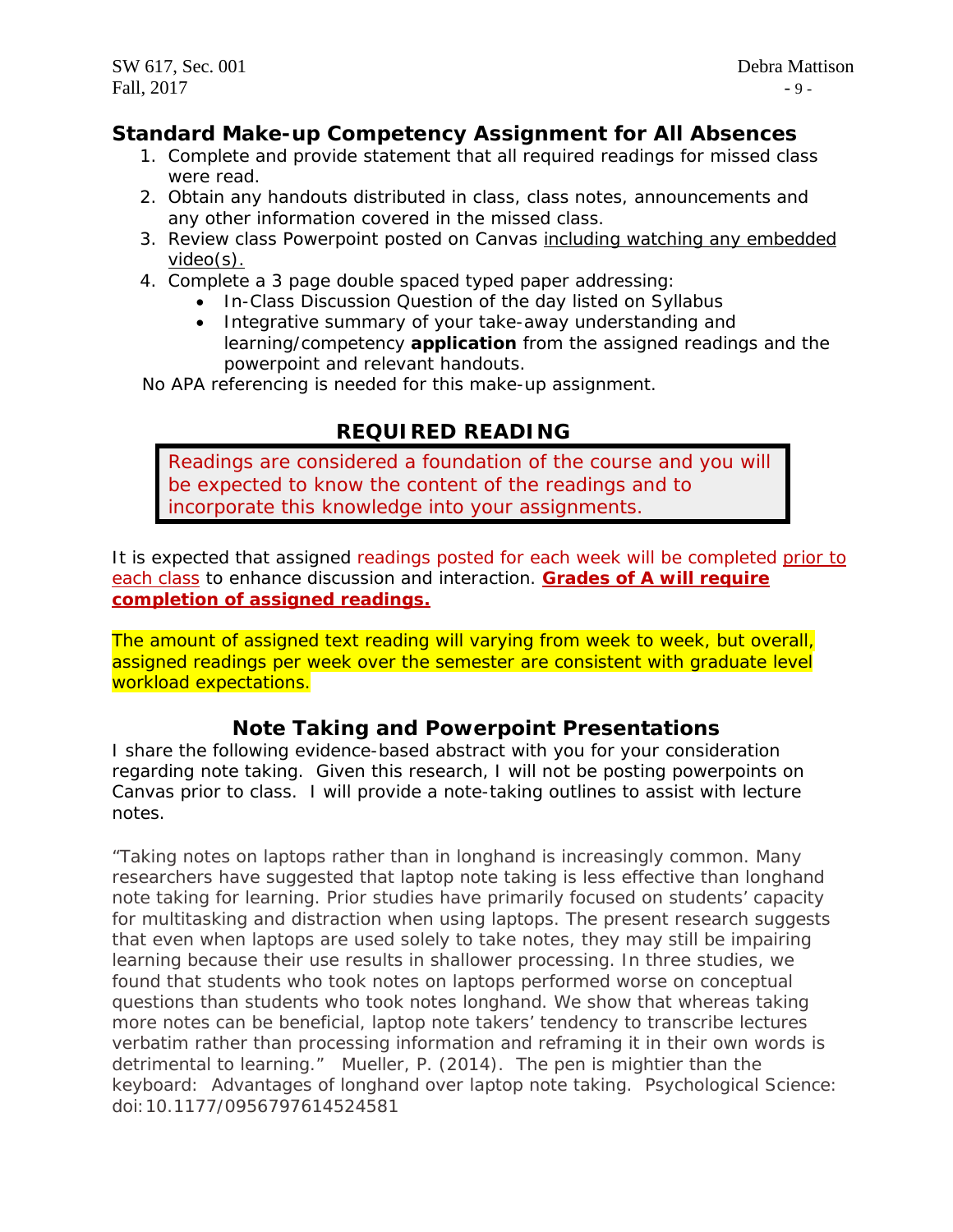## Standard Make-up Competency Assignment for All Absences

1. Complete and provide statement that all required readings for missed class were read.
2. Obtain any handouts distributed in class, class notes, announcements and any other information covered in the missed class.
3. Review class Powerpoint posted on Canvas including watching any embedded video(s).
4. Complete a 3 page double spaced typed paper addressing:
   - In-Class Discussion Question of the day listed on Syllabus
   - Integrative summary of your take-away understanding and learning/competency **application** from the assigned readings and the powerpoint and relevant handouts.

No APA referencing is needed for this make-up assignment.

## REQUIRED READING

Readings are considered a foundation of the course and you will be expected to know the content of the readings and to incorporate this knowledge into your assignments.

It is expected that assigned readings posted for each week will be completed prior to each class to enhance discussion and interaction. **Grades of A will require completion of assigned readings.**

The amount of assigned text reading will varying from week to week, but overall, assigned readings per week over the semester are consistent with graduate level workload expectations.

## Note Taking and Powerpoint Presentations

I share the following evidence-based abstract with you for your consideration regarding note taking. Given this research, I will not be posting powerpoints on Canvas prior to class. I will provide a note-taking outlines to assist with lecture notes.

"Taking notes on laptops rather than in longhand is increasingly common. Many researchers have suggested that laptop note taking is less effective than longhand note taking for learning. Prior studies have primarily focused on students' capacity for multitasking and distraction when using laptops. The present research suggests that even when laptops are used solely to take notes, they may still be impairing learning because their use results in shallower processing. In three studies, we found that students who took notes on laptops performed worse on conceptual questions than students who took notes longhand. We show that whereas taking more notes can be beneficial, laptop note takers' tendency to transcribe lectures verbatim rather than processing information and reframing it in their own words is detrimental to learning." Mueller, P. (2014). The pen is mightier than the keyboard: Advantages of longhand over laptop note taking. Psychological Science: doi:10.1177/0956797614524581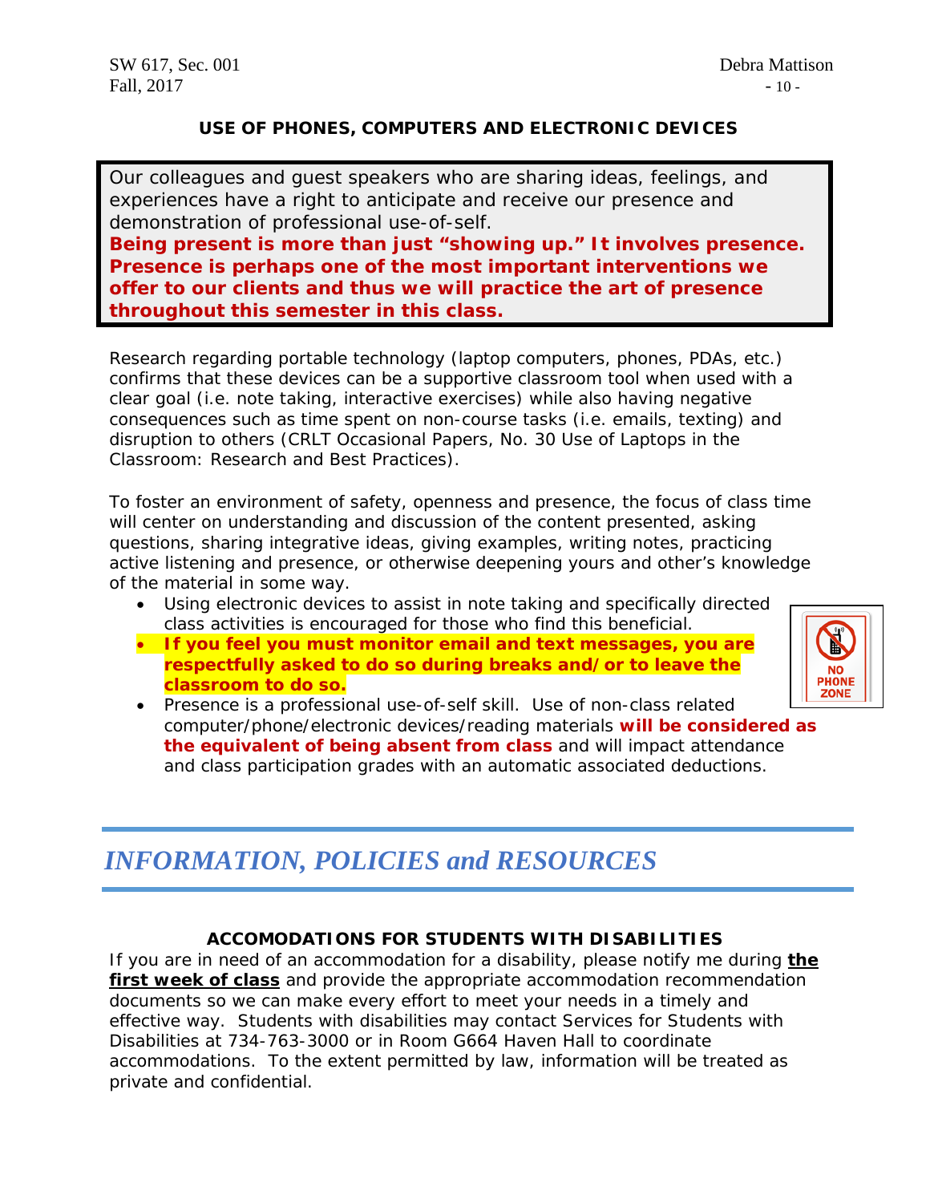## USE OF PHONES, COMPUTERS AND ELECTRONIC DEVICES

Our colleagues and guest speakers who are sharing ideas, feelings, and experiences have a right to anticipate and receive our presence and demonstration of professional use-of-self.
**Being present is more than just "showing up." It involves presence. Presence is perhaps one of the most important interventions we offer to our clients and thus we will practice the art of presence throughout this semester in this class.**

Research regarding portable technology (laptop computers, phones, PDAs, etc.) confirms that these devices can be a supportive classroom tool when used with a clear goal (i.e. note taking, interactive exercises) while also having negative consequences such as time spent on non-course tasks (i.e. emails, texting) and disruption to others (CRLT Occasional Papers, No. 30 Use of Laptops in the Classroom: Research and Best Practices).

To foster an environment of safety, openness and presence, the focus of class time will center on understanding and discussion of the content presented, asking questions, sharing integrative ideas, giving examples, writing notes, practicing active listening and presence, or otherwise deepening yours and other's knowledge of the material in some way.

- Using electronic devices to assist in note taking and specifically directed class activities is encouraged for those who find this beneficial.
- **If you feel you must monitor email and text messages, you are respectfully asked to do so during breaks and/or to leave the classroom to do so.**
- Presence is a professional use-of-self skill. Use of non-class related computer/phone/electronic devices/reading materials **will be considered as the equivalent of being absent from class** and will impact attendance and class participation grades with an automatic associated deductions.

# *INFORMATION, POLICIES and RESOURCES*

## ACCOMODATIONS FOR STUDENTS WITH DISABILITIES

If you are in need of an accommodation for a disability, please notify me during **the first week of class** and provide the appropriate accommodation recommendation documents so we can make every effort to meet your needs in a timely and effective way. Students with disabilities may contact Services for Students with Disabilities at 734-763-3000 or in Room G664 Haven Hall to coordinate accommodations. To the extent permitted by law, information will be treated as private and confidential.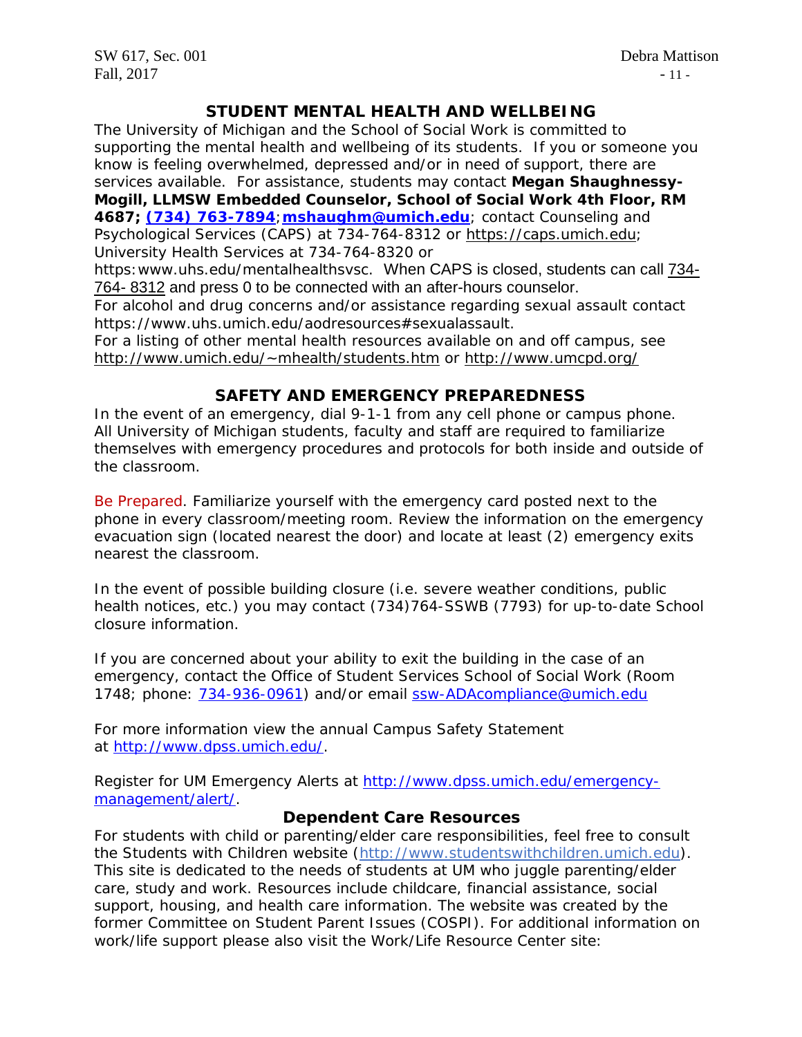## STUDENT MENTAL HEALTH AND WELLBEING

The University of Michigan and the School of Social Work is committed to supporting the mental health and wellbeing of its students. If you or someone you know is feeling overwhelmed, depressed and/or in need of support, there are services available. For assistance, students may contact **Megan Shaughnessy-Mogill, LLMSW Embedded Counselor, School of Social Work 4th Floor, RM 4687; (734) 763-7894**; **mshaughm@umich.edu**; contact Counseling and Psychological Services (CAPS) at 734-764-8312 or https://caps.umich.edu; University Health Services at 734-764-8320 or https:www.uhs.edu/mentalhealthsvsc. When CAPS is closed, students can call 734-764- 8312 and press 0 to be connected with an after-hours counselor.

For alcohol and drug concerns and/or assistance regarding sexual assault contact https://www.uhs.umich.edu/aodresources#sexualassault.

For a listing of other mental health resources available on and off campus, see http://www.umich.edu/~mhealth/students.htm or http://www.umcpd.org/

## SAFETY AND EMERGENCY PREPAREDNESS

In the event of an emergency, dial 9-1-1 from any cell phone or campus phone. All University of Michigan students, faculty and staff are required to familiarize themselves with emergency procedures and protocols for both inside and outside of the classroom.

Be Prepared. Familiarize yourself with the emergency card posted next to the phone in every classroom/meeting room. Review the information on the emergency evacuation sign (located nearest the door) and locate at least (2) emergency exits nearest the classroom.

In the event of possible building closure (i.e. severe weather conditions, public health notices, etc.) you may contact (734)764-SSWB (7793) for up-to-date School closure information.

If you are concerned about your ability to exit the building in the case of an emergency, contact the Office of Student Services School of Social Work (Room 1748; phone: 734-936-0961) and/or email ssw-ADAcompliance@umich.edu

For more information view the annual Campus Safety Statement at http://www.dpss.umich.edu/.

Register for UM Emergency Alerts at http://www.dpss.umich.edu/emergency-management/alert/.

## Dependent Care Resources

For students with child or parenting/elder care responsibilities, feel free to consult the Students with Children website (http://www.studentswithchildren.umich.edu). This site is dedicated to the needs of students at UM who juggle parenting/elder care, study and work. Resources include childcare, financial assistance, social support, housing, and health care information. The website was created by the former Committee on Student Parent Issues (COSPI). For additional information on work/life support please also visit the Work/Life Resource Center site: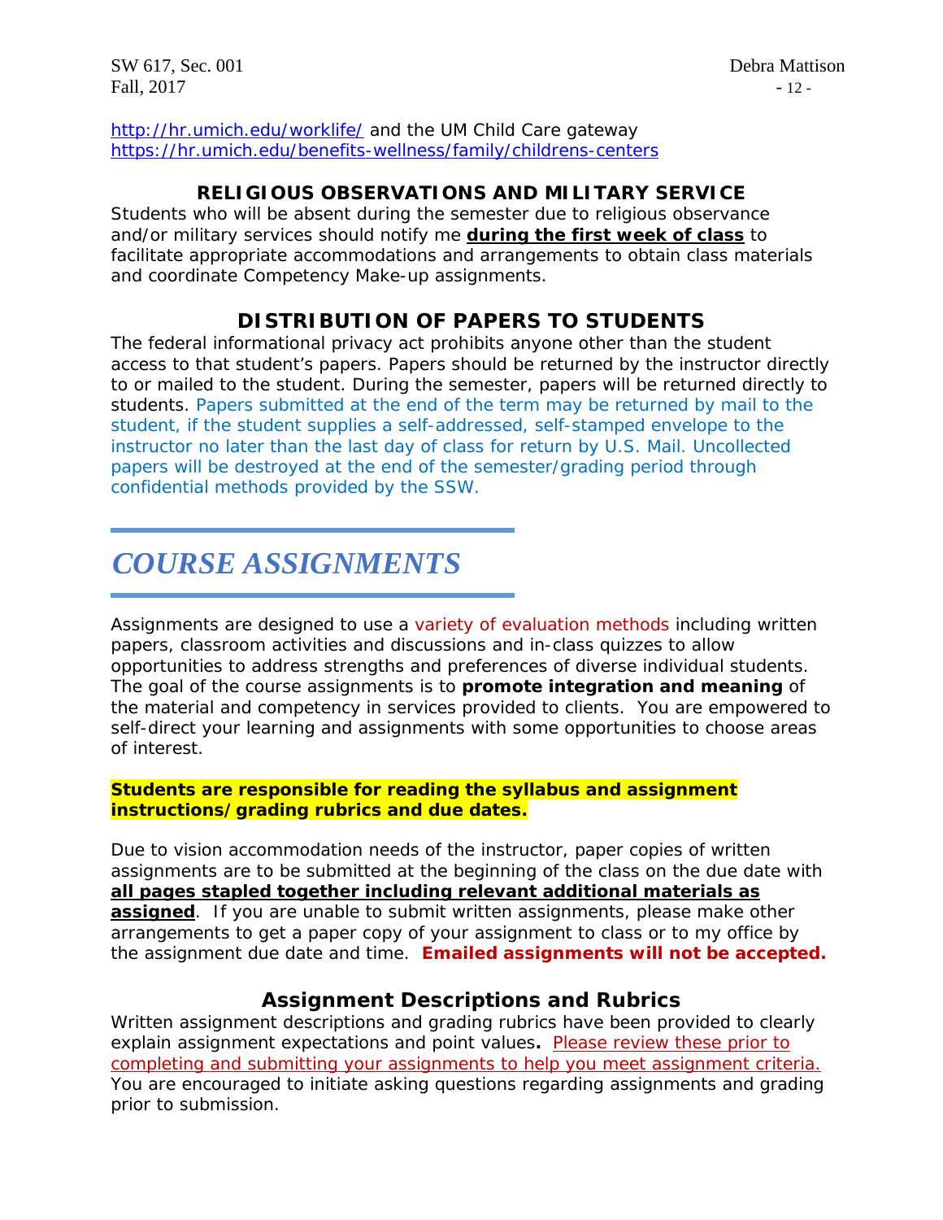http://hr.umich.edu/worklife/ and the UM Child Care gateway https://hr.umich.edu/benefits-wellness/family/childrens-centers

## RELIGIOUS OBSERVATIONS AND MILITARY SERVICE

Students who will be absent during the semester due to religious observance and/or military services should notify me **during the first week of class** to facilitate appropriate accommodations and arrangements to obtain class materials and coordinate Competency Make-up assignments.

## DISTRIBUTION OF PAPERS TO STUDENTS

The federal informational privacy act prohibits anyone other than the student access to that student's papers. Papers should be returned by the instructor directly to or mailed to the student. During the semester, papers will be returned directly to students. Papers submitted at the end of the term may be returned by mail to the student, if the student supplies a self-addressed, self-stamped envelope to the instructor no later than the last day of class for return by U.S. Mail. Uncollected papers will be destroyed at the end of the semester/grading period through confidential methods provided by the SSW.

# *COURSE ASSIGNMENTS*

Assignments are designed to use a variety of evaluation methods including written papers, classroom activities and discussions and in-class quizzes to allow opportunities to address strengths and preferences of diverse individual students. The goal of the course assignments is to **promote integration and meaning** of the material and competency in services provided to clients. You are empowered to self-direct your learning and assignments with some opportunities to choose areas of interest.

**Students are responsible for reading the syllabus and assignment instructions/grading rubrics and due dates.**

Due to vision accommodation needs of the instructor, paper copies of written assignments are to be submitted at the beginning of the class on the due date with **all pages stapled together including relevant additional materials as assigned**. If you are unable to submit written assignments, please make other arrangements to get a paper copy of your assignment to class or to my office by the assignment due date and time. **Emailed assignments will not be accepted.**

### Assignment Descriptions and Rubrics

Written assignment descriptions and grading rubrics have been provided to clearly explain assignment expectations and point values**.** Please review these prior to completing and submitting your assignments to help you meet assignment criteria. You are encouraged to initiate asking questions regarding assignments and grading prior to submission.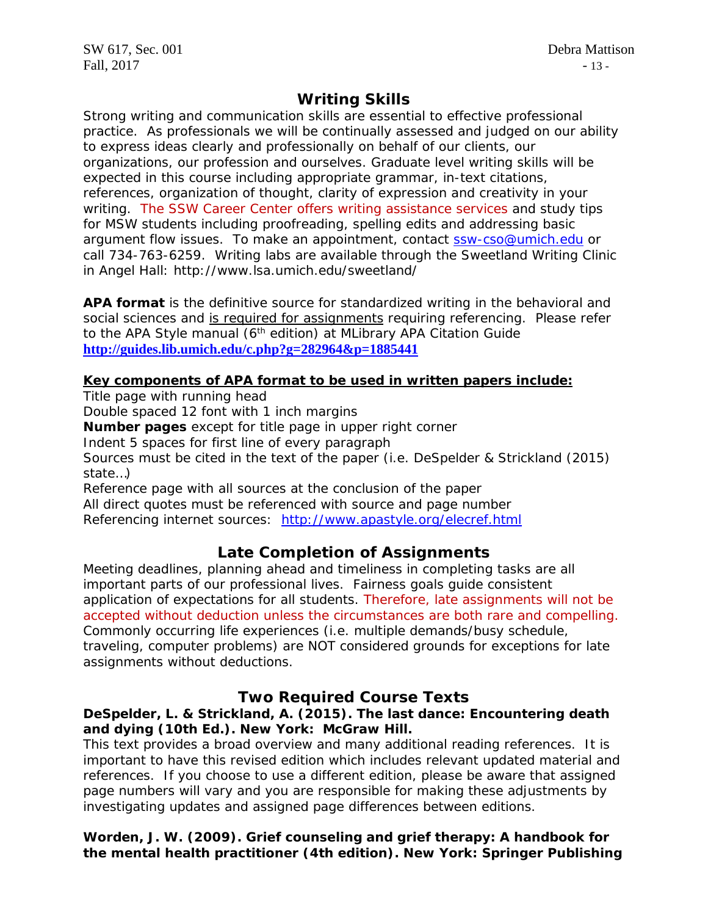## Writing Skills

Strong writing and communication skills are essential to effective professional practice. As professionals we will be continually assessed and judged on our ability to express ideas clearly and professionally on behalf of our clients, our organizations, our profession and ourselves. Graduate level writing skills will be expected in this course including appropriate grammar, in-text citations, references, organization of thought, clarity of expression and creativity in your writing. The SSW Career Center offers writing assistance services and study tips for MSW students including proofreading, spelling edits and addressing basic argument flow issues. To make an appointment, contact ssw-cso@umich.edu or call 734-763-6259. Writing labs are available through the Sweetland Writing Clinic in Angel Hall: http://www.lsa.umich.edu/sweetland/

**APA format** is the definitive source for standardized writing in the behavioral and social sciences and is required for assignments requiring referencing. Please refer to the APA Style manual (6th edition) at MLibrary APA Citation Guide **http://guides.lib.umich.edu/c.php?g=282964&p=1885441**

**Key components of APA format to be used in written papers include:**

Title page with running head
Double spaced 12 font with 1 inch margins
**Number pages** except for title page in upper right corner
Indent 5 spaces for first line of every paragraph
Sources must be cited in the text of the paper (i.e. DeSpelder & Strickland (2015) state…)
Reference page with all sources at the conclusion of the paper
All direct quotes must be referenced with source and page number
Referencing internet sources: http://www.apastyle.org/elecref.html

## Late Completion of Assignments

Meeting deadlines, planning ahead and timeliness in completing tasks are all important parts of our professional lives. Fairness goals guide consistent application of expectations for all students. Therefore, late assignments will not be accepted without deduction unless the circumstances are both rare and compelling. Commonly occurring life experiences (i.e. multiple demands/busy schedule, traveling, computer problems) are NOT considered grounds for exceptions for late assignments without deductions.

## Two Required Course Texts

**DeSpelder, L. & Strickland, A. (2015). The last dance: Encountering death and dying (10th Ed.). New York: McGraw Hill.**

This text provides a broad overview and many additional reading references. It is important to have this revised edition which includes relevant updated material and references. If you choose to use a different edition, please be aware that assigned page numbers will vary and you are responsible for making these adjustments by investigating updates and assigned page differences between editions.

**Worden, J. W. (2009). Grief counseling and grief therapy: A handbook for the mental health practitioner (4th edition). New York: Springer Publishing**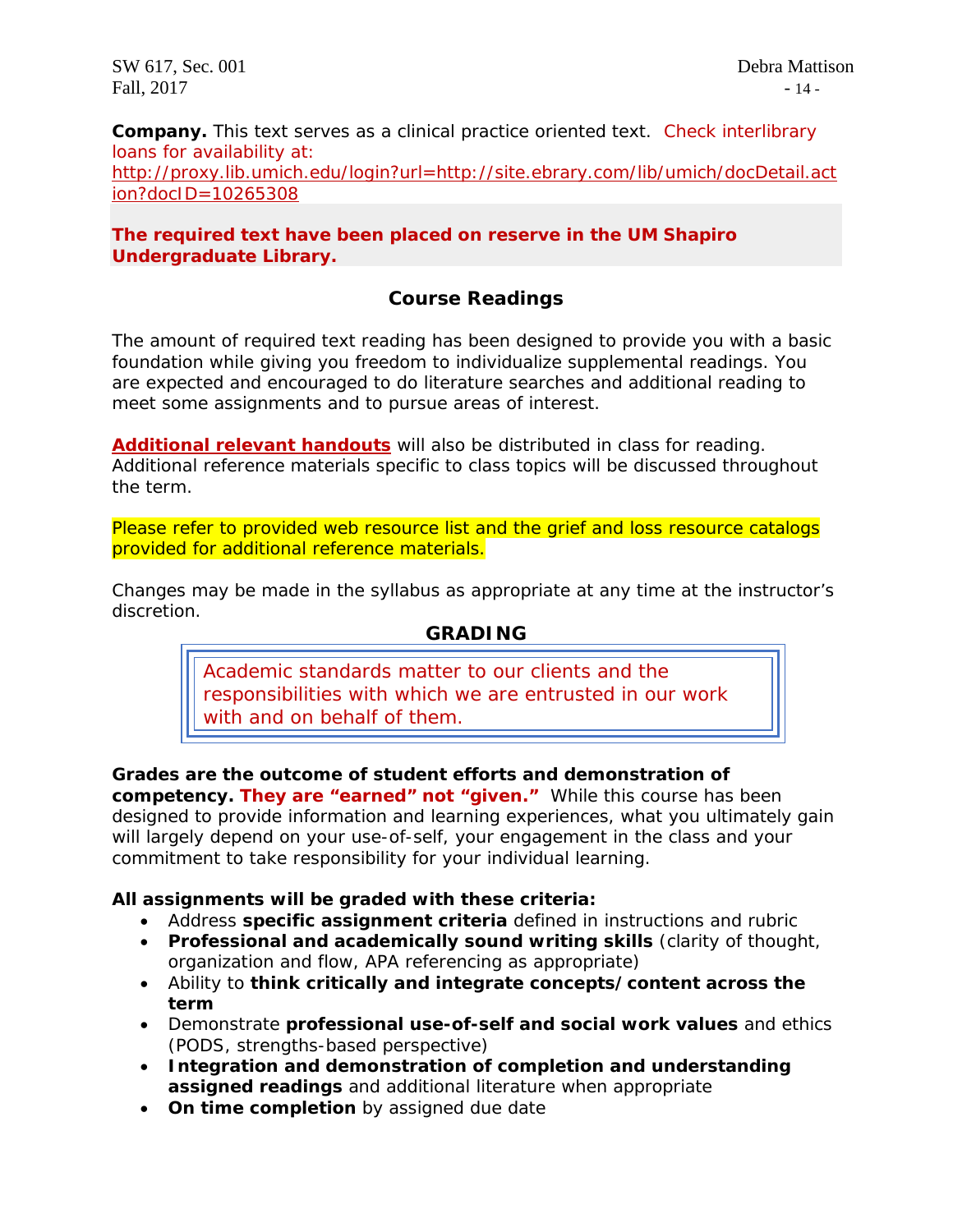**Company.** This text serves as a clinical practice oriented text. Check interlibrary loans for availability at: http://proxy.lib.umich.edu/login?url=http://site.ebrary.com/lib/umich/docDetail.action?docID=10265308

**The required text have been placed on reserve in the UM Shapiro Undergraduate Library.**

## Course Readings

The amount of required text reading has been designed to provide you with a basic foundation while giving you freedom to individualize supplemental readings. You are expected and encouraged to do literature searches and additional reading to meet some assignments and to pursue areas of interest.

**Additional relevant handouts** will also be distributed in class for reading. Additional reference materials specific to class topics will be discussed throughout the term.

Please refer to provided web resource list and the grief and loss resource catalogs provided for additional reference materials.

Changes may be made in the syllabus as appropriate at any time at the instructor's discretion.

## GRADING

Academic standards matter to our clients and the responsibilities with which we are entrusted in our work with and on behalf of them.

**Grades are the outcome of student efforts and demonstration of competency. They are "earned" not "given."** While this course has been designed to provide information and learning experiences, what you ultimately gain will largely depend on your use-of-self, your engagement in the class and your commitment to take responsibility for your individual learning.

**All assignments will be graded with these criteria:**

- Address **specific assignment criteria** defined in instructions and rubric
- **Professional and academically sound writing skills** (clarity of thought, organization and flow, APA referencing as appropriate)
- Ability to **think critically and integrate concepts/content across the term**
- Demonstrate **professional use-of-self and social work values** and ethics (PODS, strengths-based perspective)
- **Integration and demonstration of completion and understanding assigned readings** and additional literature when appropriate
- **On time completion** by assigned due date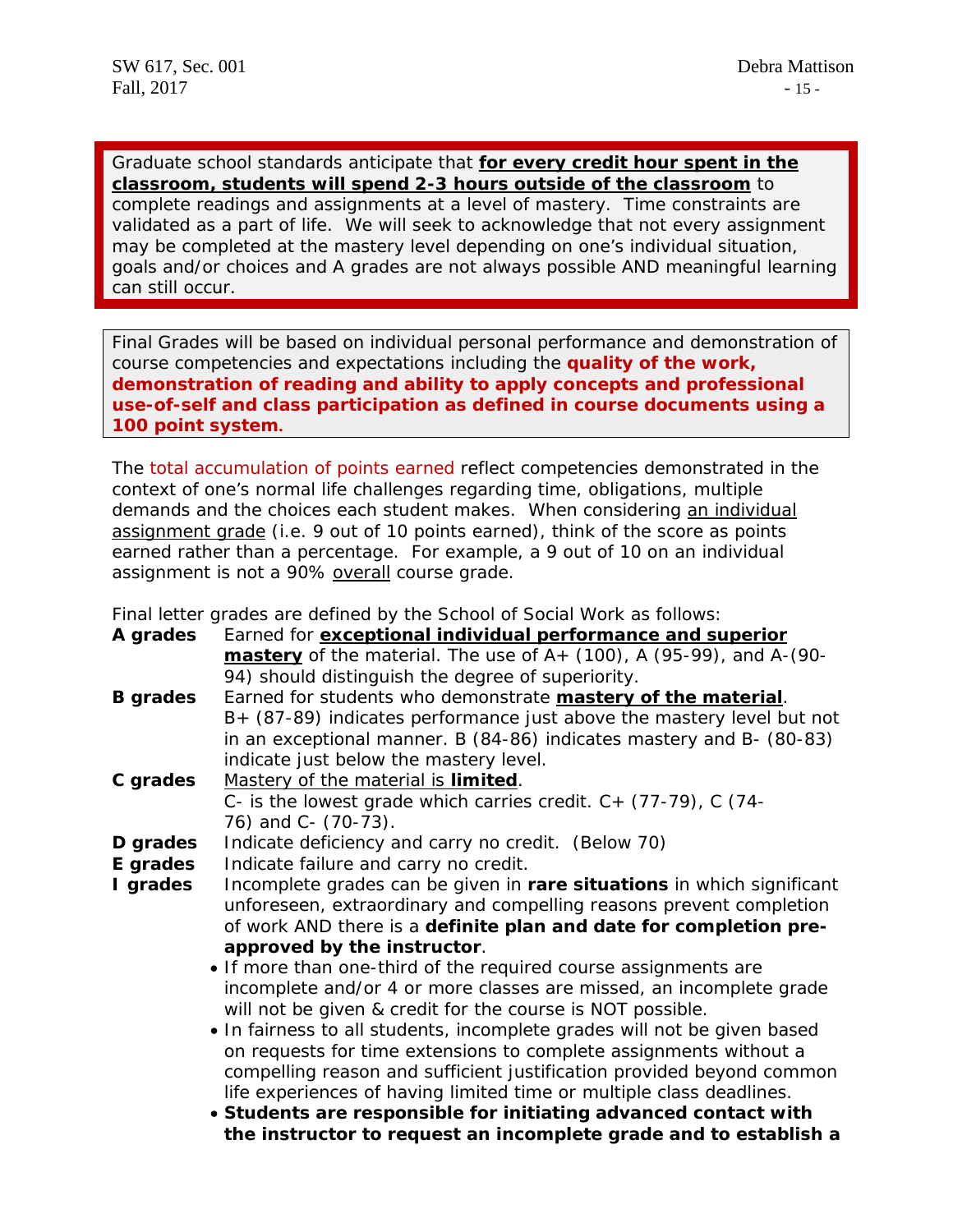Graduate school standards anticipate that **for every credit hour spent in the classroom, students will spend 2-3 hours outside of the classroom** to complete readings and assignments at a level of mastery. Time constraints are validated as a part of life. We will seek to acknowledge that not every assignment may be completed at the mastery level depending on one's individual situation, goals and/or choices and A grades are not always possible AND meaningful learning can still occur.

Final Grades will be based on individual personal performance and demonstration of course competencies and expectations including the **quality of the work, demonstration of reading and ability to apply concepts and professional use-of-self and class participation as defined in course documents using a 100 point system.**

The total accumulation of points earned reflect competencies demonstrated in the context of one's normal life challenges regarding time, obligations, multiple demands and the choices each student makes. When considering an individual assignment grade (i.e. 9 out of 10 points earned), think of the score as points earned rather than a percentage. For example, a 9 out of 10 on an individual assignment is not a 90% overall course grade.

Final letter grades are defined by the School of Social Work as follows:

**A grades** Earned for **exceptional individual performance and superior mastery** of the material. The use of A+ (100), A (95-99), and A-(90-94) should distinguish the degree of superiority.

**B grades** Earned for students who demonstrate **mastery of the material**. B+ (87-89) indicates performance just above the mastery level but not in an exceptional manner. B (84-86) indicates mastery and B- (80-83) indicate just below the mastery level.

**C grades** Mastery of the material is **limited**. C- is the lowest grade which carries credit. C+ (77-79), C (74-76) and C- (70-73).

**D grades** Indicate deficiency and carry no credit. (Below 70)

**E grades** Indicate failure and carry no credit.

**I grades** Incomplete grades can be given in **rare situations** in which significant unforeseen, extraordinary and compelling reasons prevent completion of work AND there is a **definite plan and date for completion pre-approved by the instructor**.

- If more than one-third of the required course assignments are incomplete and/or 4 or more classes are missed, an incomplete grade will not be given & credit for the course is NOT possible.
- In fairness to all students, incomplete grades will not be given based on requests for time extensions to complete assignments without a compelling reason and sufficient justification provided beyond common life experiences of having limited time or multiple class deadlines.
- **Students are responsible for initiating advanced contact with the instructor to request an incomplete grade and to establish a**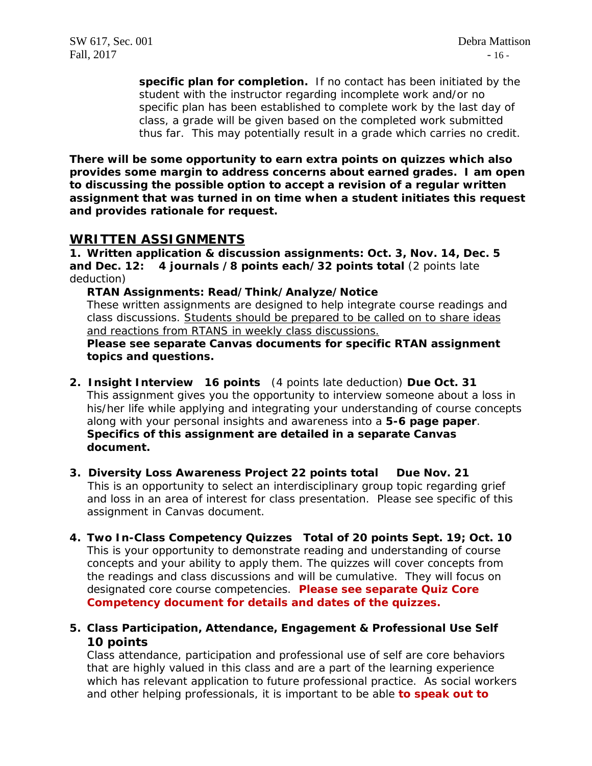**specific plan for completion.** If no contact has been initiated by the student with the instructor regarding incomplete work and/or no specific plan has been established to complete work by the last day of class, a grade will be given based on the completed work submitted thus far. This may potentially result in a grade which carries no credit.

**There will be some opportunity to earn extra points on quizzes which also provides some margin to address concerns about earned grades. I am open to discussing the possible option to accept a revision of a regular written assignment that was turned in on time when a student initiates this request and provides rationale for request.**

## WRITTEN ASSIGNMENTS

**1. Written application & discussion assignments: Oct. 3, Nov. 14, Dec. 5 and Dec. 12: 4 journals /8 points each/32 points total** (2 points late deduction)

**RTAN Assignments: Read/Think/Analyze/Notice**
These written assignments are designed to help integrate course readings and class discussions. Students should be prepared to be called on to share ideas and reactions from RTANS in weekly class discussions.
**Please see separate Canvas documents for specific RTAN assignment topics and questions.**

**2. Insight Interview 16 points** (4 points late deduction) **Due Oct. 31**
This assignment gives you the opportunity to interview someone about a loss in his/her life while applying and integrating your understanding of course concepts along with your personal insights and awareness into a **5-6 page paper**. **Specifics of this assignment are detailed in a separate Canvas document.**

**3. Diversity Loss Awareness Project 22 points total Due Nov. 21**
This is an opportunity to select an interdisciplinary group topic regarding grief and loss in an area of interest for class presentation. Please see specific of this assignment in Canvas document.

**4. Two In-Class Competency Quizzes Total of 20 points Sept. 19; Oct. 10**
This is your opportunity to demonstrate reading and understanding of course concepts and your ability to apply them. The quizzes will cover concepts from the readings and class discussions and will be cumulative. They will focus on designated core course competencies. **Please see separate Quiz Core Competency document for details and dates of the quizzes.**

**5. Class Participation, Attendance, Engagement & Professional Use Self 10 points**
Class attendance, participation and professional use of self are core behaviors that are highly valued in this class and are a part of the learning experience which has relevant application to future professional practice. As social workers and other helping professionals, it is important to be able **to speak out to**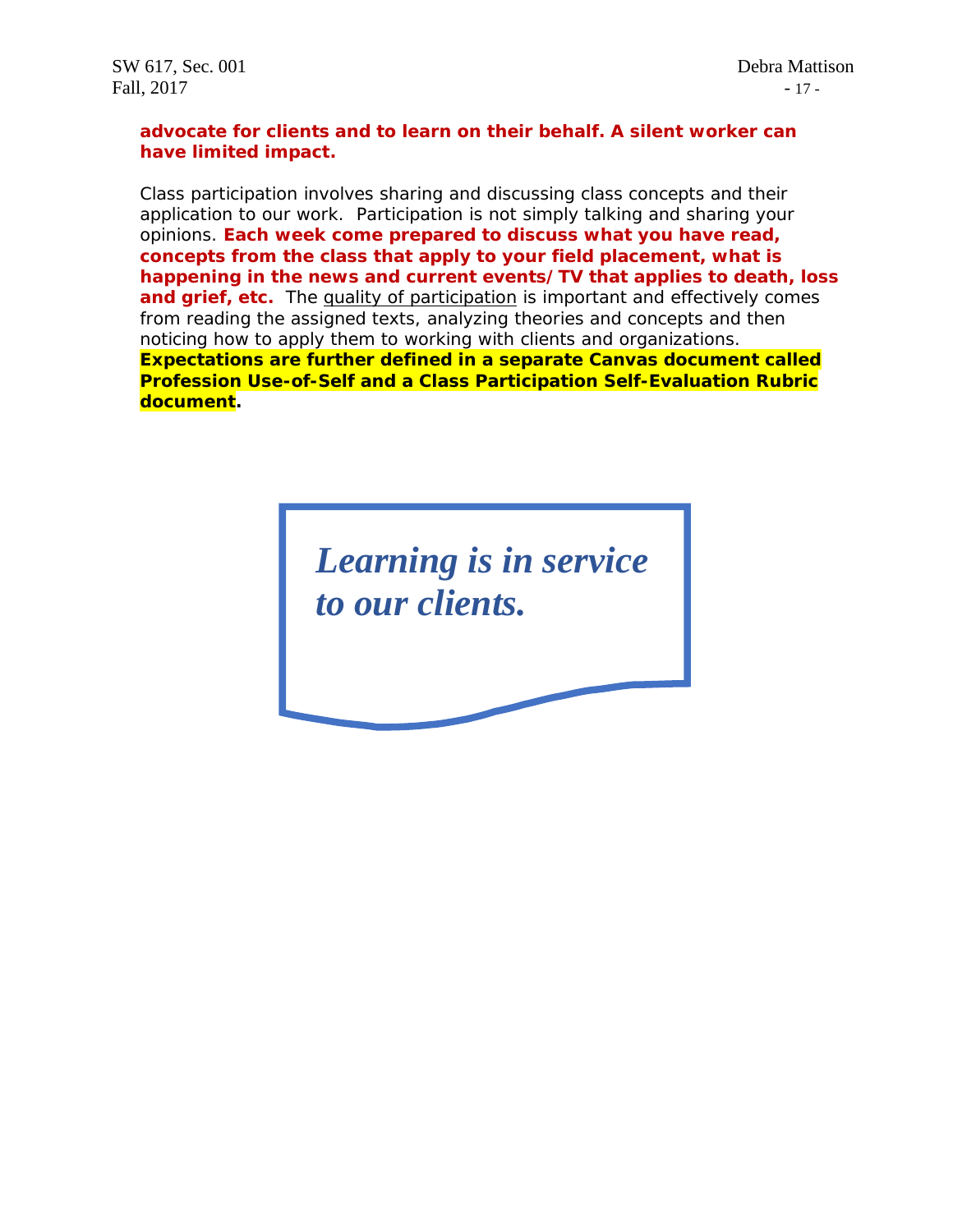**advocate for clients and to learn on their behalf. A silent worker can have limited impact.**

Class participation involves sharing and discussing class concepts and their application to our work. Participation is not simply talking and sharing your opinions. **Each week come prepared to discuss what you have read, concepts from the class that apply to your field placement, what is happening in the news and current events/ TV that applies to death, loss and grief, etc.** The quality of participation is important and effectively comes from reading the assigned texts, analyzing theories and concepts and then noticing how to apply them to working with clients and organizations. **Expectations are further defined in a separate Canvas document called Profession Use-of-Self and a Class Participation Self-Evaluation Rubric document.**

***Learning is in service to our clients.***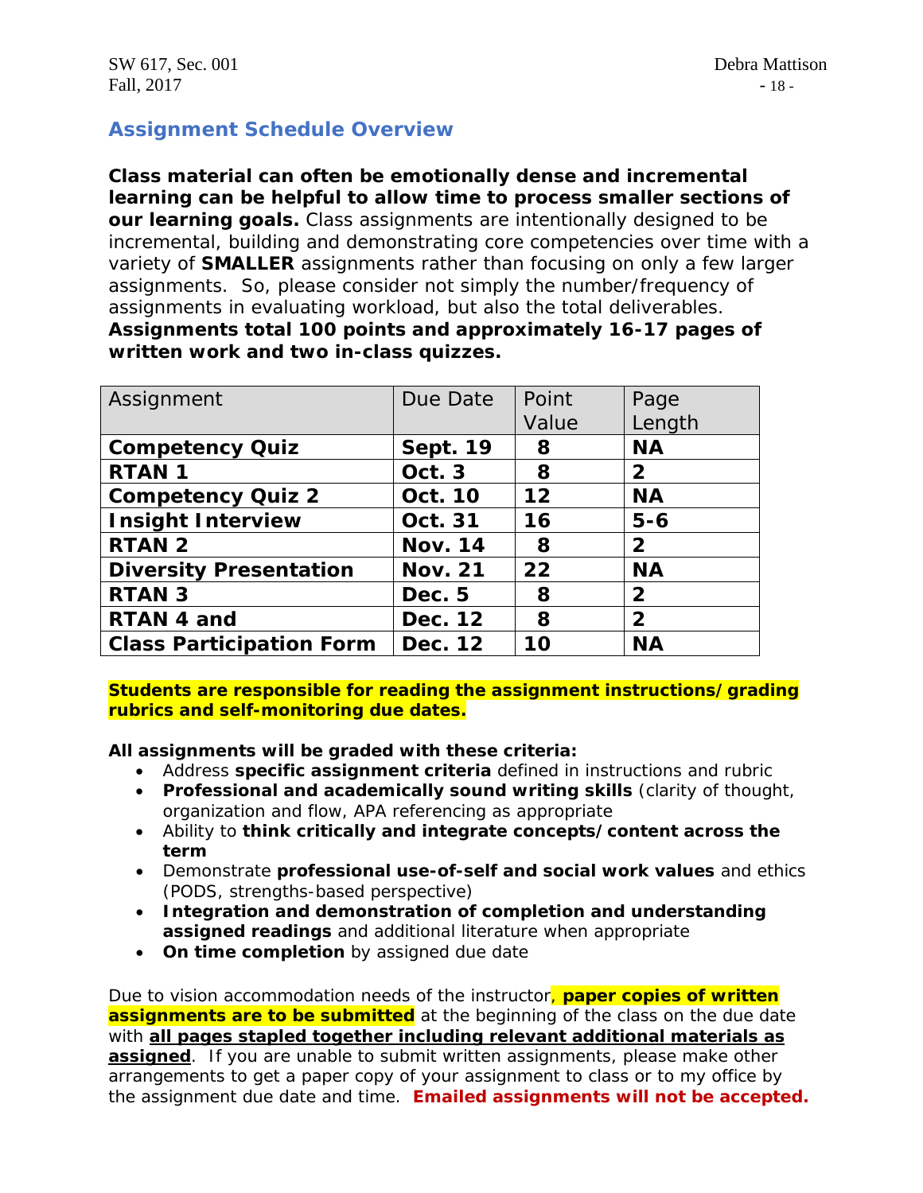## Assignment Schedule Overview

**Class material can often be emotionally dense and incremental learning can be helpful to allow time to process smaller sections of our learning goals.** Class assignments are intentionally designed to be incremental, building and demonstrating core competencies over time with a variety of **SMALLER** assignments rather than focusing on only a few larger assignments. So, please consider not simply the number/frequency of assignments in evaluating workload, but also the total deliverables. **Assignments total 100 points and approximately 16-17 pages of written work and two in-class quizzes.**

| Assignment | Due Date | Point Value | Page Length |
|---|---|---|---|
| **Competency Quiz** | **Sept. 19** | **8** | **NA** |
| **RTAN 1** | **Oct. 3** | **8** | **2** |
| **Competency Quiz 2** | **Oct. 10** | **12** | **NA** |
| **Insight Interview** | **Oct. 31** | **16** | **5-6** |
| **RTAN 2** | **Nov. 14** | **8** | **2** |
| **Diversity Presentation** | **Nov. 21** | **22** | **NA** |
| **RTAN 3** | **Dec. 5** | **8** | **2** |
| **RTAN 4 and** | **Dec. 12** | **8** | **2** |
| **Class Participation Form** | **Dec. 12** | **10** | **NA** |

**Students are responsible for reading the assignment instructions/grading rubrics and self-monitoring due dates.**

**All assignments will be graded with these criteria:**

- Address **specific assignment criteria** defined in instructions and rubric
- **Professional and academically sound writing skills** (clarity of thought, organization and flow, APA referencing as appropriate
- Ability to **think critically and integrate concepts/content across the term**
- Demonstrate **professional use-of-self and social work values** and ethics (PODS, strengths-based perspective)
- **Integration and demonstration of completion and understanding assigned readings** and additional literature when appropriate
- **On time completion** by assigned due date

Due to vision accommodation needs of the instructor, **paper copies of written assignments are to be submitted** at the beginning of the class on the due date with **all pages stapled together including relevant additional materials as assigned**. If you are unable to submit written assignments, please make other arrangements to get a paper copy of your assignment to class or to my office by the assignment due date and time. **Emailed assignments will not be accepted.**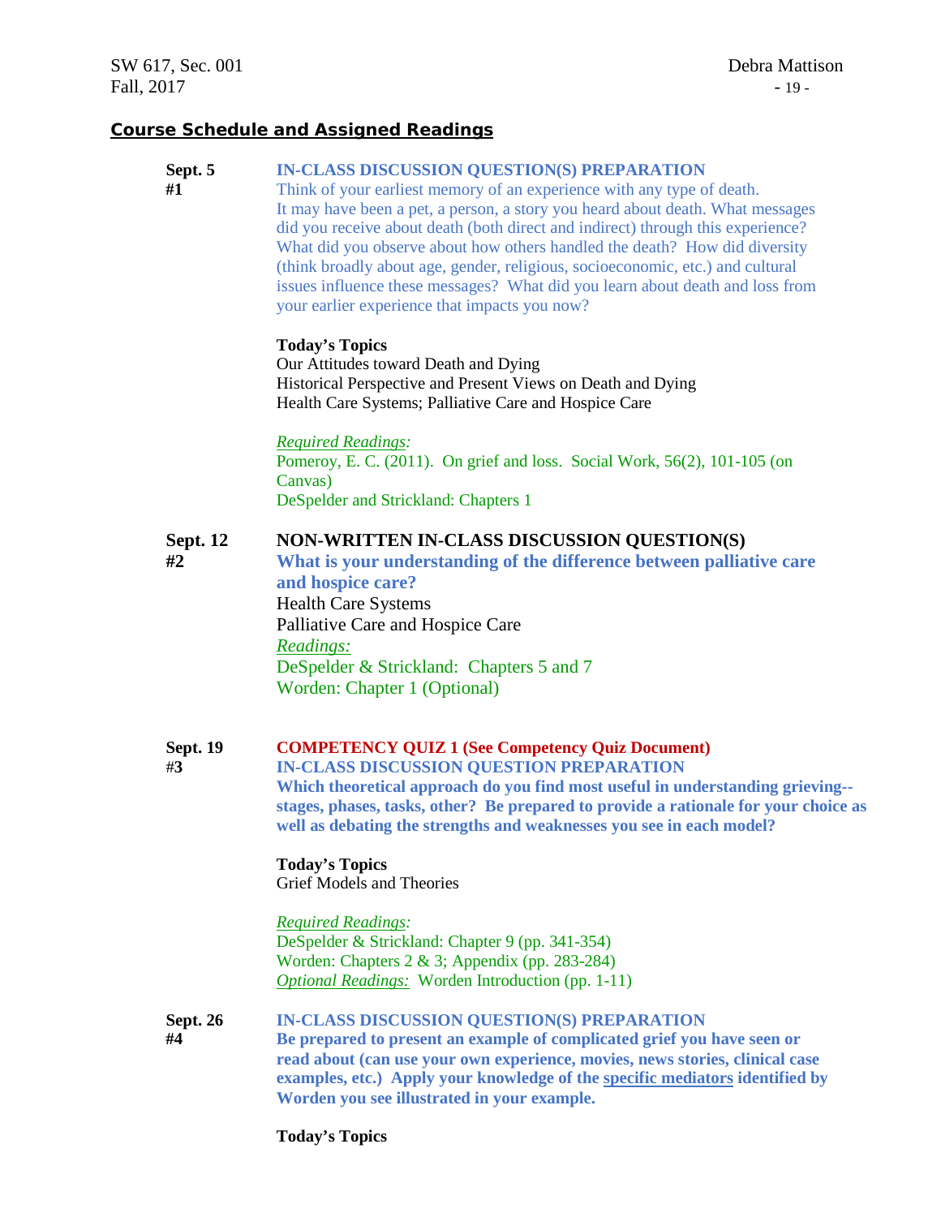## Course Schedule and Assigned Readings

**Sept. 5**
**#1**

**IN-CLASS DISCUSSION QUESTION(S) PREPARATION**
Think of your earliest memory of an experience with any type of death. It may have been a pet, a person, a story you heard about death. What messages did you receive about death (both direct and indirect) through this experience? What did you observe about how others handled the death? How did diversity (think broadly about age, gender, religious, socioeconomic, etc.) and cultural issues influence these messages? What did you learn about death and loss from your earlier experience that impacts you now?

**Today's Topics**
Our Attitudes toward Death and Dying
Historical Perspective and Present Views on Death and Dying
Health Care Systems; Palliative Care and Hospice Care

*Required Readings:*
Pomeroy, E. C. (2011). On grief and loss. Social Work, 56(2), 101-105 (on Canvas)
DeSpelder and Strickland: Chapters 1

**Sept. 12**
**#2**

**NON-WRITTEN IN-CLASS DISCUSSION QUESTION(S)**
**What is your understanding of the difference between palliative care and hospice care?**
Health Care Systems
Palliative Care and Hospice Care
*Readings:*
DeSpelder & Strickland: Chapters 5 and 7
Worden: Chapter 1 (Optional)

**Sept. 19**
**#3**

**COMPETENCY QUIZ 1 (See Competency Quiz Document)**
**IN-CLASS DISCUSSION QUESTION PREPARATION**
**Which theoretical approach do you find most useful in understanding grieving--stages, phases, tasks, other? Be prepared to provide a rationale for your choice as well as debating the strengths and weaknesses you see in each model?**

**Today's Topics**
Grief Models and Theories

*Required Readings:*
DeSpelder & Strickland: Chapter 9 (pp. 341-354)
Worden: Chapters 2 & 3; Appendix (pp. 283-284)
*Optional Readings:* Worden Introduction (pp. 1-11)

**Sept. 26**
**#4**

**IN-CLASS DISCUSSION QUESTION(S) PREPARATION**
**Be prepared to present an example of complicated grief you have seen or read about (can use your own experience, movies, news stories, clinical case examples, etc.) Apply your knowledge of the specific mediators identified by Worden you see illustrated in your example.**

**Today's Topics**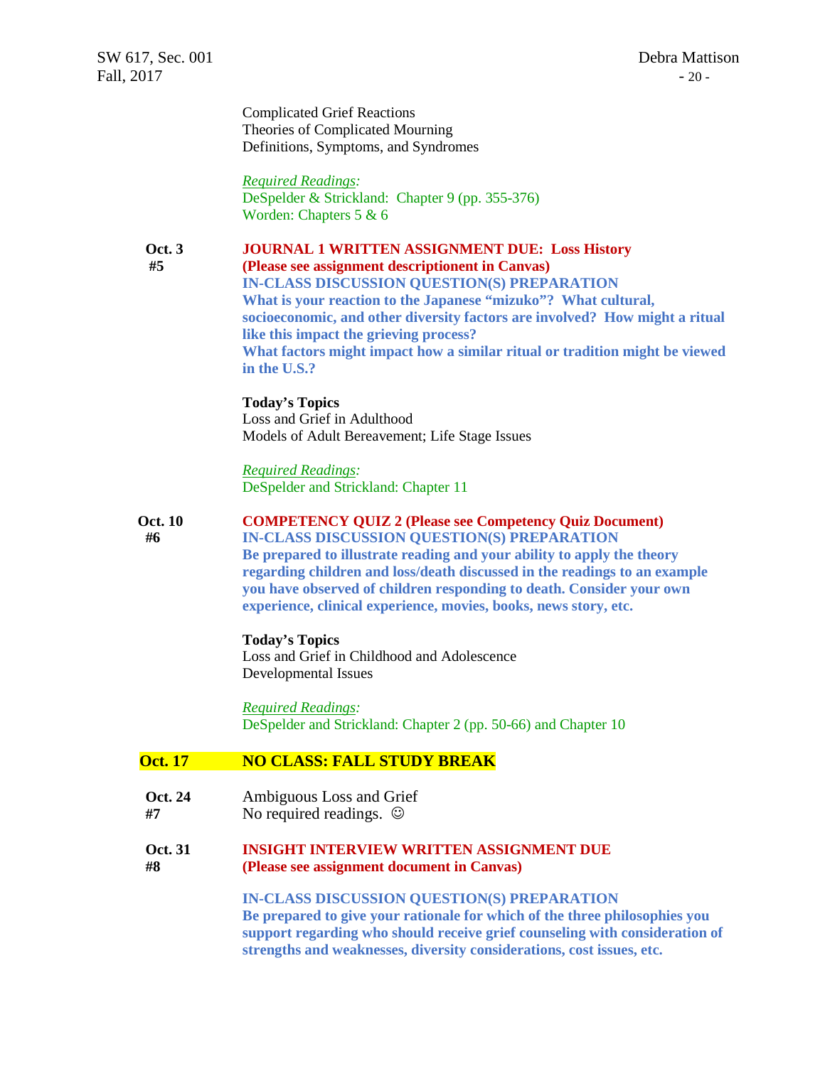Complicated Grief Reactions
Theories of Complicated Mourning
Definitions, Symptoms, and Syndromes

*Required Readings:*
DeSpelder & Strickland: Chapter 9 (pp. 355-376)
Worden: Chapters 5 & 6

**Oct. 3**
**#5**

**JOURNAL 1 WRITTEN ASSIGNMENT DUE: Loss History**
**(Please see assignment descriptionent in Canvas)**
**IN-CLASS DISCUSSION QUESTION(S) PREPARATION**
**What is your reaction to the Japanese "mizuko"? What cultural, socioeconomic, and other diversity factors are involved? How might a ritual like this impact the grieving process?**
**What factors might impact how a similar ritual or tradition might be viewed in the U.S.?**

**Today's Topics**
Loss and Grief in Adulthood
Models of Adult Bereavement; Life Stage Issues

*Required Readings:*
DeSpelder and Strickland: Chapter 11

**Oct. 10**
**#6**

**COMPETENCY QUIZ 2 (Please see Competency Quiz Document)**
**IN-CLASS DISCUSSION QUESTION(S) PREPARATION**
**Be prepared to illustrate reading and your ability to apply the theory regarding children and loss/death discussed in the readings to an example you have observed of children responding to death. Consider your own experience, clinical experience, movies, books, news story, etc.**

**Today's Topics**
Loss and Grief in Childhood and Adolescence
Developmental Issues

*Required Readings:*
DeSpelder and Strickland: Chapter 2 (pp. 50-66) and Chapter 10

**Oct. 17** **NO CLASS: FALL STUDY BREAK**

**Oct. 24**
**#7**

Ambiguous Loss and Grief
No required readings. ☺

**Oct. 31**
**#8**

**INSIGHT INTERVIEW WRITTEN ASSIGNMENT DUE**
**(Please see assignment document in Canvas)**

**IN-CLASS DISCUSSION QUESTION(S) PREPARATION**
**Be prepared to give your rationale for which of the three philosophies you support regarding who should receive grief counseling with consideration of strengths and weaknesses, diversity considerations, cost issues, etc.**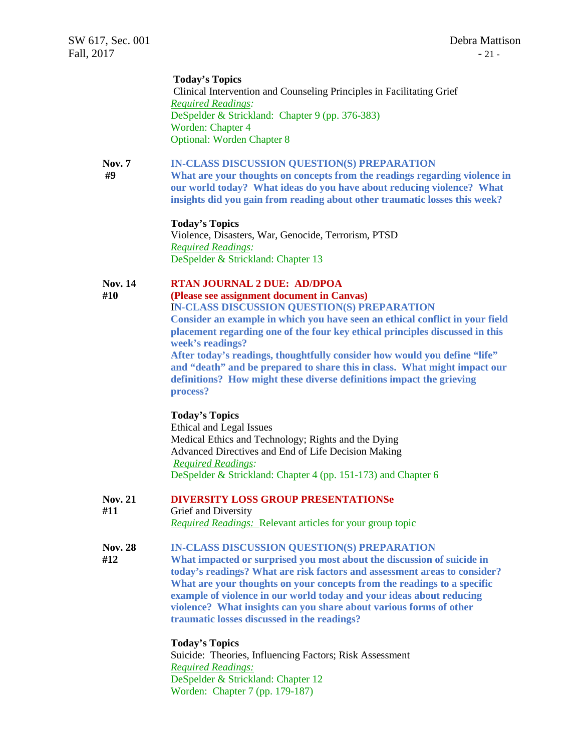**Today's Topics**
Clinical Intervention and Counseling Principles in Facilitating Grief
*Required Readings:*
DeSpelder & Strickland: Chapter 9 (pp. 376-383)
Worden: Chapter 4
Optional: Worden Chapter 8

**Nov. 7**
**#9**

**IN-CLASS DISCUSSION QUESTION(S) PREPARATION**
**What are your thoughts on concepts from the readings regarding violence in our world today? What ideas do you have about reducing violence? What insights did you gain from reading about other traumatic losses this week?**

**Today's Topics**
Violence, Disasters, War, Genocide, Terrorism, PTSD
*Required Readings:*
DeSpelder & Strickland: Chapter 13

**Nov. 14**
**#10**

**RTAN JOURNAL 2 DUE: AD/DPOA**
**(Please see assignment document in Canvas)**
**IN-CLASS DISCUSSION QUESTION(S) PREPARATION**
**Consider an example in which you have seen an ethical conflict in your field placement regarding one of the four key ethical principles discussed in this week's readings?**
**After today's readings, thoughtfully consider how would you define "life" and "death" and be prepared to share this in class. What might impact our definitions? How might these diverse definitions impact the grieving process?**

**Today's Topics**
Ethical and Legal Issues
Medical Ethics and Technology; Rights and the Dying
Advanced Directives and End of Life Decision Making
*Required Readings:*
DeSpelder & Strickland: Chapter 4 (pp. 151-173) and Chapter 6

**Nov. 21**
**#11**

**DIVERSITY LOSS GROUP PRESENTATIONSe**
Grief and Diversity
*Required Readings:* Relevant articles for your group topic

**Nov. 28**
**#12**

**IN-CLASS DISCUSSION QUESTION(S) PREPARATION**
**What impacted or surprised you most about the discussion of suicide in today's readings? What are risk factors and assessment areas to consider? What are your thoughts on your concepts from the readings to a specific example of violence in our world today and your ideas about reducing violence? What insights can you share about various forms of other traumatic losses discussed in the readings?**

**Today's Topics**
Suicide: Theories, Influencing Factors; Risk Assessment
*Required Readings:*
DeSpelder & Strickland: Chapter 12
Worden: Chapter 7 (pp. 179-187)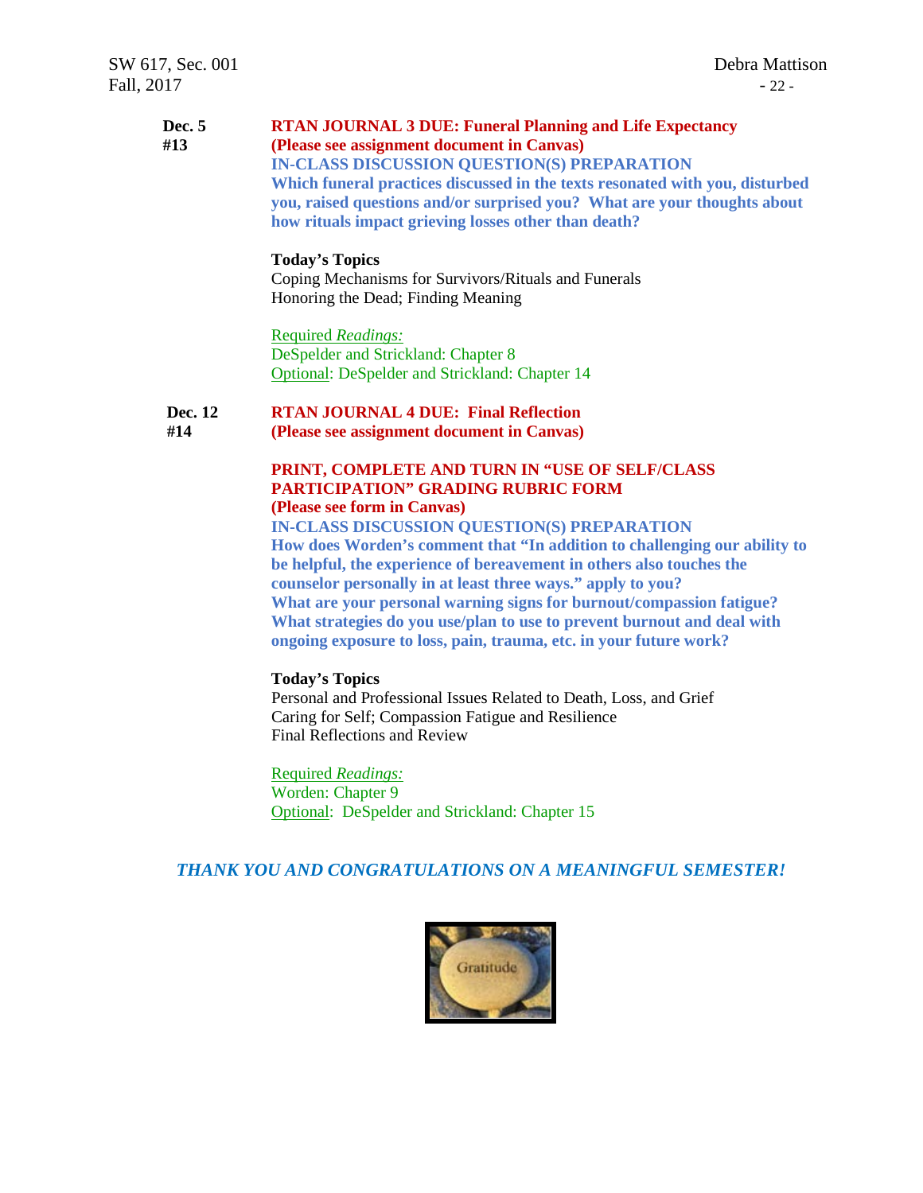**Dec. 5**
**#13**

**RTAN JOURNAL 3 DUE: Funeral Planning and Life Expectancy**
**(Please see assignment document in Canvas)**
**IN-CLASS DISCUSSION QUESTION(S) PREPARATION**
**Which funeral practices discussed in the texts resonated with you, disturbed you, raised questions and/or surprised you? What are your thoughts about how rituals impact grieving losses other than death?**

**Today's Topics**
Coping Mechanisms for Survivors/Rituals and Funerals
Honoring the Dead; Finding Meaning

Required *Readings:*
DeSpelder and Strickland: Chapter 8
Optional: DeSpelder and Strickland: Chapter 14

**Dec. 12**
**#14**

**RTAN JOURNAL 4 DUE: Final Reflection**
**(Please see assignment document in Canvas)**

**PRINT, COMPLETE AND TURN IN "USE OF SELF/CLASS PARTICIPATION" GRADING RUBRIC FORM**
**(Please see form in Canvas)**
**IN-CLASS DISCUSSION QUESTION(S) PREPARATION**
**How does Worden's comment that "In addition to challenging our ability to be helpful, the experience of bereavement in others also touches the counselor personally in at least three ways." apply to you?**
**What are your personal warning signs for burnout/compassion fatigue?**
**What strategies do you use/plan to use to prevent burnout and deal with ongoing exposure to loss, pain, trauma, etc. in your future work?**

**Today's Topics**
Personal and Professional Issues Related to Death, Loss, and Grief
Caring for Self; Compassion Fatigue and Resilience
Final Reflections and Review

Required *Readings:*
Worden: Chapter 9
Optional: DeSpelder and Strickland: Chapter 15

***THANK YOU AND CONGRATULATIONS ON A MEANINGFUL SEMESTER!***

Gratitude